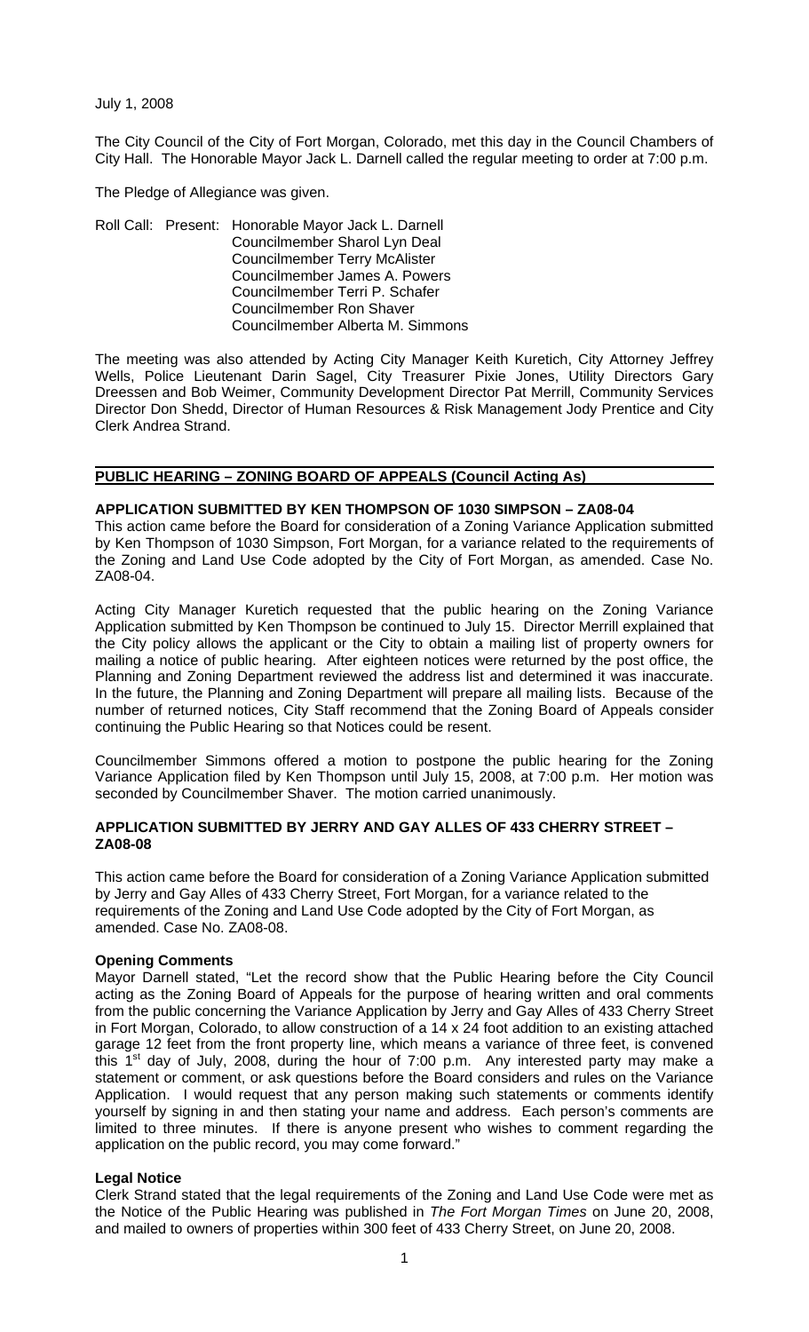July 1, 2008

The City Council of the City of Fort Morgan, Colorado, met this day in the Council Chambers of City Hall. The Honorable Mayor Jack L. Darnell called the regular meeting to order at 7:00 p.m.

The Pledge of Allegiance was given.

Roll Call: Present: Honorable Mayor Jack L. Darnell
Councilmember Sharol Lyn Deal
Councilmember Terry McAlister
Councilmember James A. Powers
Councilmember Terri P. Schafer
Councilmember Ron Shaver
Councilmember Alberta M. Simmons

The meeting was also attended by Acting City Manager Keith Kuretich, City Attorney Jeffrey Wells, Police Lieutenant Darin Sagel, City Treasurer Pixie Jones, Utility Directors Gary Dreessen and Bob Weimer, Community Development Director Pat Merrill, Community Services Director Don Shedd, Director of Human Resources & Risk Management Jody Prentice and City Clerk Andrea Strand.

## PUBLIC HEARING – ZONING BOARD OF APPEALS (Council Acting As)

### APPLICATION SUBMITTED BY KEN THOMPSON OF 1030 SIMPSON – ZA08-04

This action came before the Board for consideration of a Zoning Variance Application submitted by Ken Thompson of 1030 Simpson, Fort Morgan, for a variance related to the requirements of the Zoning and Land Use Code adopted by the City of Fort Morgan, as amended. Case No. ZA08-04.

Acting City Manager Kuretich requested that the public hearing on the Zoning Variance Application submitted by Ken Thompson be continued to July 15. Director Merrill explained that the City policy allows the applicant or the City to obtain a mailing list of property owners for mailing a notice of public hearing. After eighteen notices were returned by the post office, the Planning and Zoning Department reviewed the address list and determined it was inaccurate. In the future, the Planning and Zoning Department will prepare all mailing lists. Because of the number of returned notices, City Staff recommend that the Zoning Board of Appeals consider continuing the Public Hearing so that Notices could be resent.

Councilmember Simmons offered a motion to postpone the public hearing for the Zoning Variance Application filed by Ken Thompson until July 15, 2008, at 7:00 p.m. Her motion was seconded by Councilmember Shaver. The motion carried unanimously.

### APPLICATION SUBMITTED BY JERRY AND GAY ALLES OF 433 CHERRY STREET – ZA08-08

This action came before the Board for consideration of a Zoning Variance Application submitted by Jerry and Gay Alles of 433 Cherry Street, Fort Morgan, for a variance related to the requirements of the Zoning and Land Use Code adopted by the City of Fort Morgan, as amended. Case No. ZA08-08.

**Opening Comments**

Mayor Darnell stated, "Let the record show that the Public Hearing before the City Council acting as the Zoning Board of Appeals for the purpose of hearing written and oral comments from the public concerning the Variance Application by Jerry and Gay Alles of 433 Cherry Street in Fort Morgan, Colorado, to allow construction of a 14 x 24 foot addition to an existing attached garage 12 feet from the front property line, which means a variance of three feet, is convened this 1st day of July, 2008, during the hour of 7:00 p.m. Any interested party may make a statement or comment, or ask questions before the Board considers and rules on the Variance Application. I would request that any person making such statements or comments identify yourself by signing in and then stating your name and address. Each person's comments are limited to three minutes. If there is anyone present who wishes to comment regarding the application on the public record, you may come forward."

**Legal Notice**

Clerk Strand stated that the legal requirements of the Zoning and Land Use Code were met as the Notice of the Public Hearing was published in *The Fort Morgan Times* on June 20, 2008, and mailed to owners of properties within 300 feet of 433 Cherry Street, on June 20, 2008.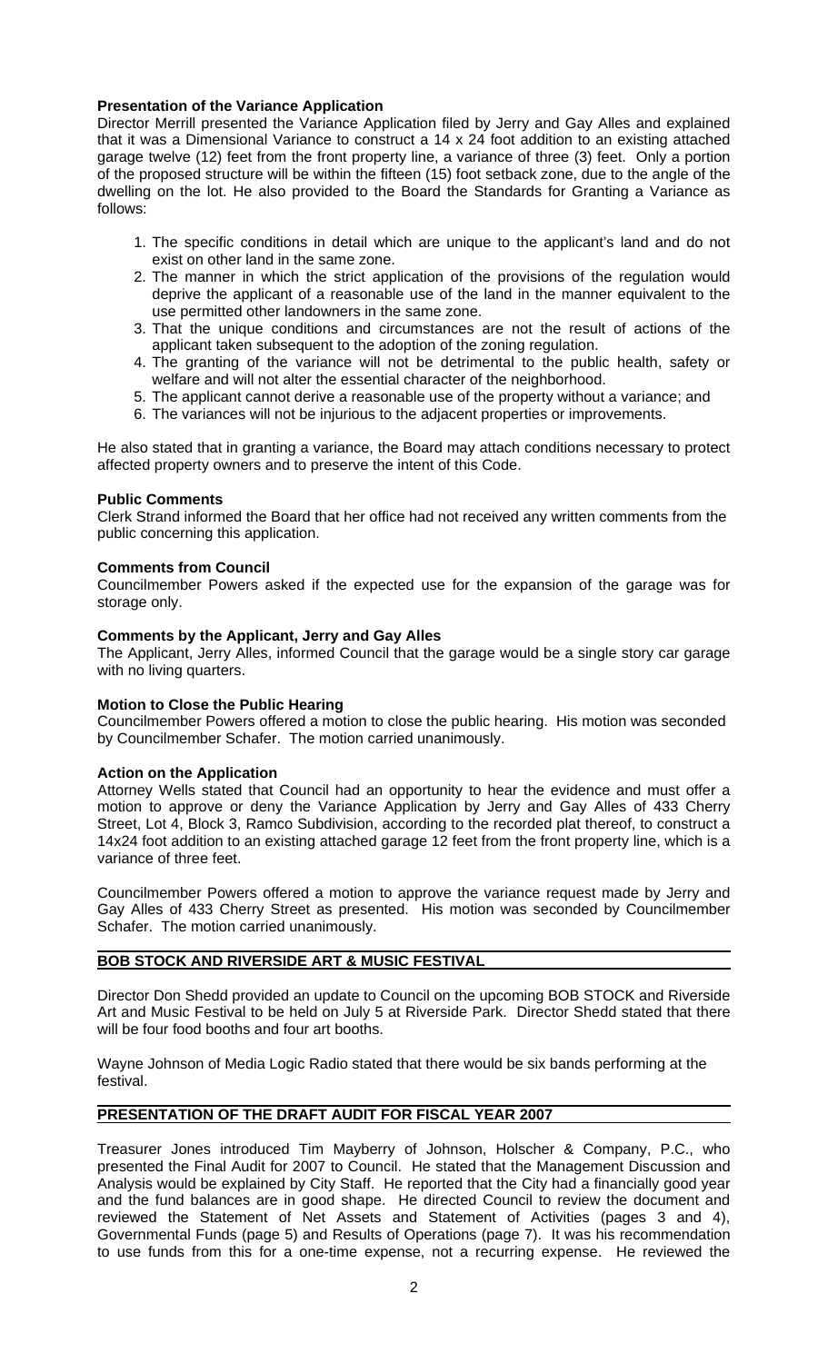**Presentation of the Variance Application**

Director Merrill presented the Variance Application filed by Jerry and Gay Alles and explained that it was a Dimensional Variance to construct a 14 x 24 foot addition to an existing attached garage twelve (12) feet from the front property line, a variance of three (3) feet. Only a portion of the proposed structure will be within the fifteen (15) foot setback zone, due to the angle of the dwelling on the lot. He also provided to the Board the Standards for Granting a Variance as follows:

1. The specific conditions in detail which are unique to the applicant's land and do not exist on other land in the same zone.
2. The manner in which the strict application of the provisions of the regulation would deprive the applicant of a reasonable use of the land in the manner equivalent to the use permitted other landowners in the same zone.
3. That the unique conditions and circumstances are not the result of actions of the applicant taken subsequent to the adoption of the zoning regulation.
4. The granting of the variance will not be detrimental to the public health, safety or welfare and will not alter the essential character of the neighborhood.
5. The applicant cannot derive a reasonable use of the property without a variance; and
6. The variances will not be injurious to the adjacent properties or improvements.

He also stated that in granting a variance, the Board may attach conditions necessary to protect affected property owners and to preserve the intent of this Code.

**Public Comments**

Clerk Strand informed the Board that her office had not received any written comments from the public concerning this application.

**Comments from Council**

Councilmember Powers asked if the expected use for the expansion of the garage was for storage only.

**Comments by the Applicant, Jerry and Gay Alles**

The Applicant, Jerry Alles, informed Council that the garage would be a single story car garage with no living quarters.

**Motion to Close the Public Hearing**

Councilmember Powers offered a motion to close the public hearing. His motion was seconded by Councilmember Schafer. The motion carried unanimously.

**Action on the Application**

Attorney Wells stated that Council had an opportunity to hear the evidence and must offer a motion to approve or deny the Variance Application by Jerry and Gay Alles of 433 Cherry Street, Lot 4, Block 3, Ramco Subdivision, according to the recorded plat thereof, to construct a 14x24 foot addition to an existing attached garage 12 feet from the front property line, which is a variance of three feet.

Councilmember Powers offered a motion to approve the variance request made by Jerry and Gay Alles of 433 Cherry Street as presented. His motion was seconded by Councilmember Schafer. The motion carried unanimously.

## BOB STOCK AND RIVERSIDE ART & MUSIC FESTIVAL

Director Don Shedd provided an update to Council on the upcoming BOB STOCK and Riverside Art and Music Festival to be held on July 5 at Riverside Park. Director Shedd stated that there will be four food booths and four art booths.

Wayne Johnson of Media Logic Radio stated that there would be six bands performing at the festival.

## PRESENTATION OF THE DRAFT AUDIT FOR FISCAL YEAR 2007

Treasurer Jones introduced Tim Mayberry of Johnson, Holscher & Company, P.C., who presented the Final Audit for 2007 to Council. He stated that the Management Discussion and Analysis would be explained by City Staff. He reported that the City had a financially good year and the fund balances are in good shape. He directed Council to review the document and reviewed the Statement of Net Assets and Statement of Activities (pages 3 and 4), Governmental Funds (page 5) and Results of Operations (page 7). It was his recommendation to use funds from this for a one-time expense, not a recurring expense. He reviewed the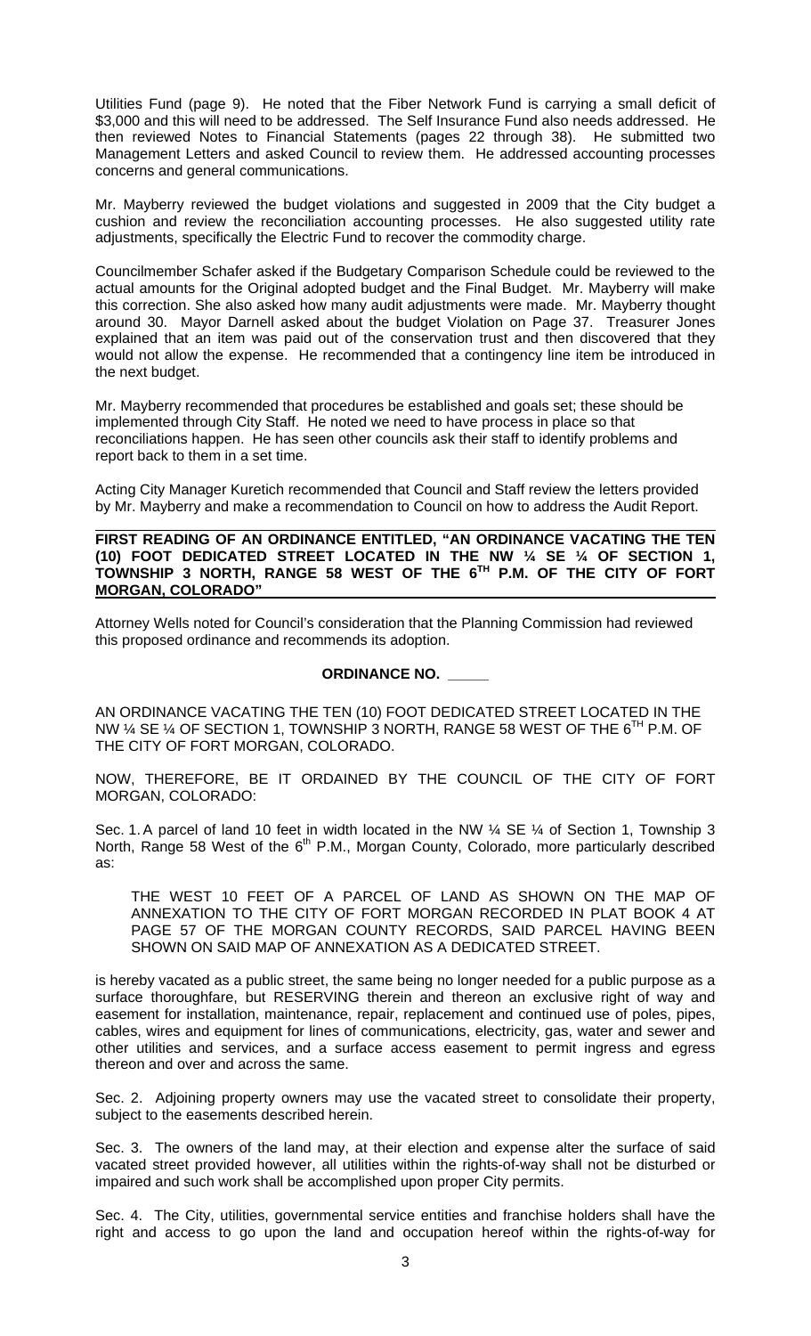Utilities Fund (page 9). He noted that the Fiber Network Fund is carrying a small deficit of \$3,000 and this will need to be addressed. The Self Insurance Fund also needs addressed. He then reviewed Notes to Financial Statements (pages 22 through 38). He submitted two Management Letters and asked Council to review them. He addressed accounting processes concerns and general communications.

Mr. Mayberry reviewed the budget violations and suggested in 2009 that the City budget a cushion and review the reconciliation accounting processes. He also suggested utility rate adjustments, specifically the Electric Fund to recover the commodity charge.

Councilmember Schafer asked if the Budgetary Comparison Schedule could be reviewed to the actual amounts for the Original adopted budget and the Final Budget. Mr. Mayberry will make this correction. She also asked how many audit adjustments were made. Mr. Mayberry thought around 30. Mayor Darnell asked about the budget Violation on Page 37. Treasurer Jones explained that an item was paid out of the conservation trust and then discovered that they would not allow the expense. He recommended that a contingency line item be introduced in the next budget.

Mr. Mayberry recommended that procedures be established and goals set; these should be implemented through City Staff. He noted we need to have process in place so that reconciliations happen. He has seen other councils ask their staff to identify problems and report back to them in a set time.

Acting City Manager Kuretich recommended that Council and Staff review the letters provided by Mr. Mayberry and make a recommendation to Council on how to address the Audit Report.

**FIRST READING OF AN ORDINANCE ENTITLED, "AN ORDINANCE VACATING THE TEN (10) FOOT DEDICATED STREET LOCATED IN THE NW ¼ SE ¼ OF SECTION 1, TOWNSHIP 3 NORTH, RANGE 58 WEST OF THE 6TH P.M. OF THE CITY OF FORT MORGAN, COLORADO"**

Attorney Wells noted for Council's consideration that the Planning Commission had reviewed this proposed ordinance and recommends its adoption.

**ORDINANCE NO. \_\_\_\_\_**

AN ORDINANCE VACATING THE TEN (10) FOOT DEDICATED STREET LOCATED IN THE NW ¼ SE ¼ OF SECTION 1, TOWNSHIP 3 NORTH, RANGE 58 WEST OF THE 6TH P.M. OF THE CITY OF FORT MORGAN, COLORADO.

NOW, THEREFORE, BE IT ORDAINED BY THE COUNCIL OF THE CITY OF FORT MORGAN, COLORADO:

Sec. 1. A parcel of land 10 feet in width located in the NW ¼ SE ¼ of Section 1, Township 3 North, Range 58 West of the 6th P.M., Morgan County, Colorado, more particularly described as:

> THE WEST 10 FEET OF A PARCEL OF LAND AS SHOWN ON THE MAP OF ANNEXATION TO THE CITY OF FORT MORGAN RECORDED IN PLAT BOOK 4 AT PAGE 57 OF THE MORGAN COUNTY RECORDS, SAID PARCEL HAVING BEEN SHOWN ON SAID MAP OF ANNEXATION AS A DEDICATED STREET.

is hereby vacated as a public street, the same being no longer needed for a public purpose as a surface thoroughfare, but RESERVING therein and thereon an exclusive right of way and easement for installation, maintenance, repair, replacement and continued use of poles, pipes, cables, wires and equipment for lines of communications, electricity, gas, water and sewer and other utilities and services, and a surface access easement to permit ingress and egress thereon and over and across the same.

Sec. 2. Adjoining property owners may use the vacated street to consolidate their property, subject to the easements described herein.

Sec. 3. The owners of the land may, at their election and expense alter the surface of said vacated street provided however, all utilities within the rights-of-way shall not be disturbed or impaired and such work shall be accomplished upon proper City permits.

Sec. 4. The City, utilities, governmental service entities and franchise holders shall have the right and access to go upon the land and occupation hereof within the rights-of-way for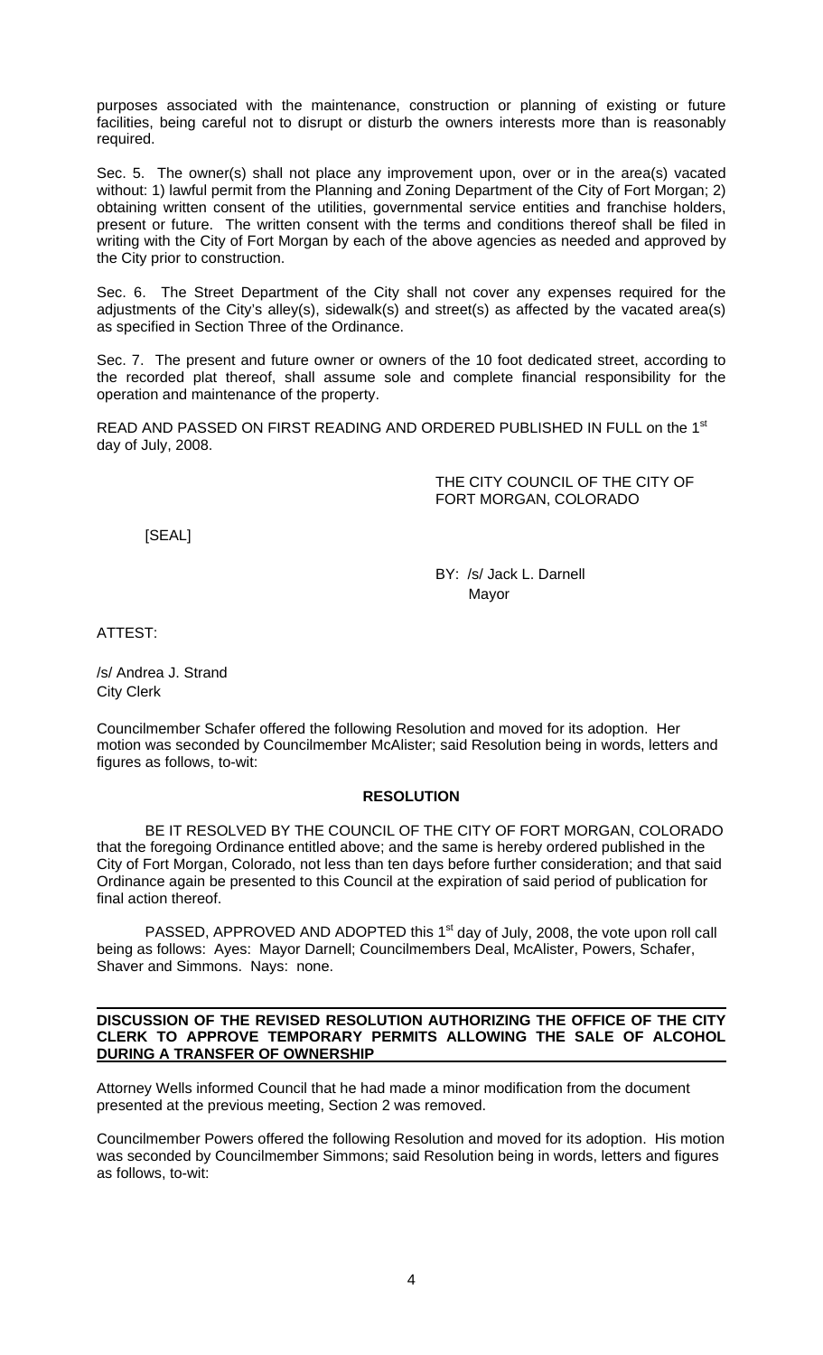purposes associated with the maintenance, construction or planning of existing or future facilities, being careful not to disrupt or disturb the owners interests more than is reasonably required.

Sec. 5. The owner(s) shall not place any improvement upon, over or in the area(s) vacated without: 1) lawful permit from the Planning and Zoning Department of the City of Fort Morgan; 2) obtaining written consent of the utilities, governmental service entities and franchise holders, present or future. The written consent with the terms and conditions thereof shall be filed in writing with the City of Fort Morgan by each of the above agencies as needed and approved by the City prior to construction.

Sec. 6. The Street Department of the City shall not cover any expenses required for the adjustments of the City's alley(s), sidewalk(s) and street(s) as affected by the vacated area(s) as specified in Section Three of the Ordinance.

Sec. 7. The present and future owner or owners of the 10 foot dedicated street, according to the recorded plat thereof, shall assume sole and complete financial responsibility for the operation and maintenance of the property.

READ AND PASSED ON FIRST READING AND ORDERED PUBLISHED IN FULL on the 1st day of July, 2008.

THE CITY COUNCIL OF THE CITY OF FORT MORGAN, COLORADO

[SEAL]

BY: /s/ Jack L. Darnell
Mayor

ATTEST:

/s/ Andrea J. Strand
City Clerk

Councilmember Schafer offered the following Resolution and moved for its adoption. Her motion was seconded by Councilmember McAlister; said Resolution being in words, letters and figures as follows, to-wit:

**RESOLUTION**

BE IT RESOLVED BY THE COUNCIL OF THE CITY OF FORT MORGAN, COLORADO that the foregoing Ordinance entitled above; and the same is hereby ordered published in the City of Fort Morgan, Colorado, not less than ten days before further consideration; and that said Ordinance again be presented to this Council at the expiration of said period of publication for final action thereof.

PASSED, APPROVED AND ADOPTED this 1st day of July, 2008, the vote upon roll call being as follows: Ayes: Mayor Darnell; Councilmembers Deal, McAlister, Powers, Schafer, Shaver and Simmons. Nays: none.

**DISCUSSION OF THE REVISED RESOLUTION AUTHORIZING THE OFFICE OF THE CITY CLERK TO APPROVE TEMPORARY PERMITS ALLOWING THE SALE OF ALCOHOL DURING A TRANSFER OF OWNERSHIP**

Attorney Wells informed Council that he had made a minor modification from the document presented at the previous meeting, Section 2 was removed.

Councilmember Powers offered the following Resolution and moved for its adoption. His motion was seconded by Councilmember Simmons; said Resolution being in words, letters and figures as follows, to-wit: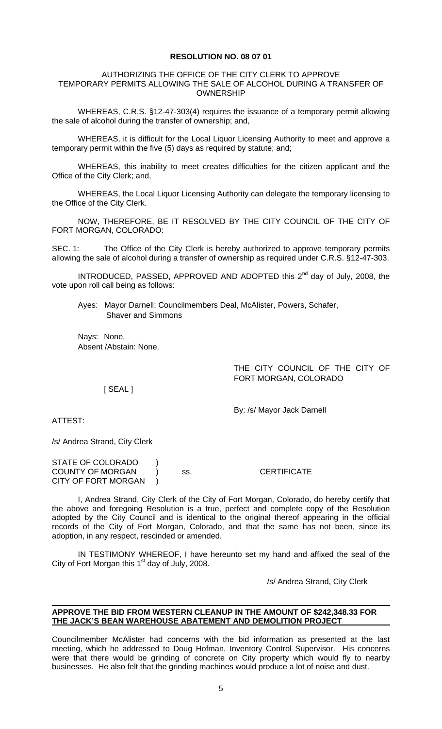**RESOLUTION NO. 08 07 01**

AUTHORIZING THE OFFICE OF THE CITY CLERK TO APPROVE TEMPORARY PERMITS ALLOWING THE SALE OF ALCOHOL DURING A TRANSFER OF OWNERSHIP

WHEREAS, C.R.S. §12-47-303(4) requires the issuance of a temporary permit allowing the sale of alcohol during the transfer of ownership; and,

WHEREAS, it is difficult for the Local Liquor Licensing Authority to meet and approve a temporary permit within the five (5) days as required by statute; and;

WHEREAS, this inability to meet creates difficulties for the citizen applicant and the Office of the City Clerk; and,

WHEREAS, the Local Liquor Licensing Authority can delegate the temporary licensing to the Office of the City Clerk.

NOW, THEREFORE, BE IT RESOLVED BY THE CITY COUNCIL OF THE CITY OF FORT MORGAN, COLORADO:

SEC. 1: The Office of the City Clerk is hereby authorized to approve temporary permits allowing the sale of alcohol during a transfer of ownership as required under C.R.S. §12-47-303.

INTRODUCED, PASSED, APPROVED AND ADOPTED this 2nd day of July, 2008, the vote upon roll call being as follows:

Ayes: Mayor Darnell; Councilmembers Deal, McAlister, Powers, Schafer, Shaver and Simmons

Nays: None.
Absent /Abstain: None.

THE CITY COUNCIL OF THE CITY OF FORT MORGAN, COLORADO

[ SEAL ]

By: /s/ Mayor Jack Darnell

ATTEST:

/s/ Andrea Strand, City Clerk

STATE OF COLORADO )
COUNTY OF MORGAN ) ss. CERTIFICATE
CITY OF FORT MORGAN )

I, Andrea Strand, City Clerk of the City of Fort Morgan, Colorado, do hereby certify that the above and foregoing Resolution is a true, perfect and complete copy of the Resolution adopted by the City Council and is identical to the original thereof appearing in the official records of the City of Fort Morgan, Colorado, and that the same has not been, since its adoption, in any respect, rescinded or amended.

IN TESTIMONY WHEREOF, I have hereunto set my hand and affixed the seal of the City of Fort Morgan this 1st day of July, 2008.

/s/ Andrea Strand, City Clerk

---

**APPROVE THE BID FROM WESTERN CLEANUP IN THE AMOUNT OF $242,348.33 FOR THE JACK'S BEAN WAREHOUSE ABATEMENT AND DEMOLITION PROJECT**

Councilmember McAlister had concerns with the bid information as presented at the last meeting, which he addressed to Doug Hofman, Inventory Control Supervisor. His concerns were that there would be grinding of concrete on City property which would fly to nearby businesses. He also felt that the grinding machines would produce a lot of noise and dust.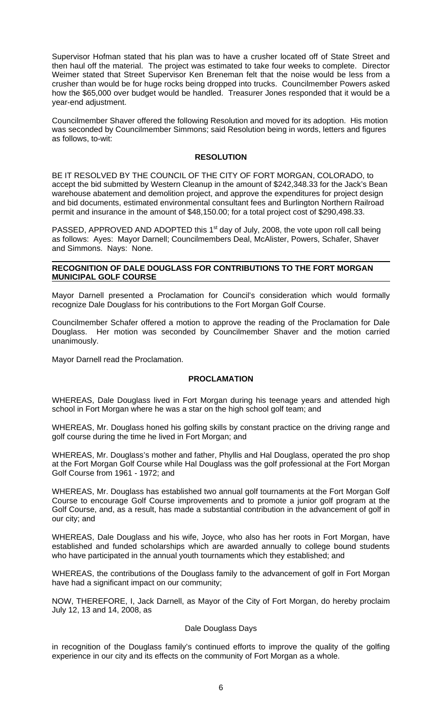Supervisor Hofman stated that his plan was to have a crusher located off of State Street and then haul off the material. The project was estimated to take four weeks to complete. Director Weimer stated that Street Supervisor Ken Breneman felt that the noise would be less from a crusher than would be for huge rocks being dropped into trucks. Councilmember Powers asked how the $65,000 over budget would be handled. Treasurer Jones responded that it would be a year-end adjustment.

Councilmember Shaver offered the following Resolution and moved for its adoption. His motion was seconded by Councilmember Simmons; said Resolution being in words, letters and figures as follows, to-wit:

**RESOLUTION**

BE IT RESOLVED BY THE COUNCIL OF THE CITY OF FORT MORGAN, COLORADO, to accept the bid submitted by Western Cleanup in the amount of $242,348.33 for the Jack's Bean warehouse abatement and demolition project, and approve the expenditures for project design and bid documents, estimated environmental consultant fees and Burlington Northern Railroad permit and insurance in the amount of $48,150.00; for a total project cost of $290,498.33.

PASSED, APPROVED AND ADOPTED this 1st day of July, 2008, the vote upon roll call being as follows: Ayes: Mayor Darnell; Councilmembers Deal, McAlister, Powers, Schafer, Shaver and Simmons. Nays: None.

## RECOGNITION OF DALE DOUGLASS FOR CONTRIBUTIONS TO THE FORT MORGAN MUNICIPAL GOLF COURSE

Mayor Darnell presented a Proclamation for Council's consideration which would formally recognize Dale Douglass for his contributions to the Fort Morgan Golf Course.

Councilmember Schafer offered a motion to approve the reading of the Proclamation for Dale Douglass. Her motion was seconded by Councilmember Shaver and the motion carried unanimously.

Mayor Darnell read the Proclamation.

**PROCLAMATION**

WHEREAS, Dale Douglass lived in Fort Morgan during his teenage years and attended high school in Fort Morgan where he was a star on the high school golf team; and

WHEREAS, Mr. Douglass honed his golfing skills by constant practice on the driving range and golf course during the time he lived in Fort Morgan; and

WHEREAS, Mr. Douglass's mother and father, Phyllis and Hal Douglass, operated the pro shop at the Fort Morgan Golf Course while Hal Douglass was the golf professional at the Fort Morgan Golf Course from 1961 - 1972; and

WHEREAS, Mr. Douglass has established two annual golf tournaments at the Fort Morgan Golf Course to encourage Golf Course improvements and to promote a junior golf program at the Golf Course, and, as a result, has made a substantial contribution in the advancement of golf in our city; and

WHEREAS, Dale Douglass and his wife, Joyce, who also has her roots in Fort Morgan, have established and funded scholarships which are awarded annually to college bound students who have participated in the annual youth tournaments which they established; and

WHEREAS, the contributions of the Douglass family to the advancement of golf in Fort Morgan have had a significant impact on our community;

NOW, THEREFORE, I, Jack Darnell, as Mayor of the City of Fort Morgan, do hereby proclaim July 12, 13 and 14, 2008, as

Dale Douglass Days

in recognition of the Douglass family's continued efforts to improve the quality of the golfing experience in our city and its effects on the community of Fort Morgan as a whole.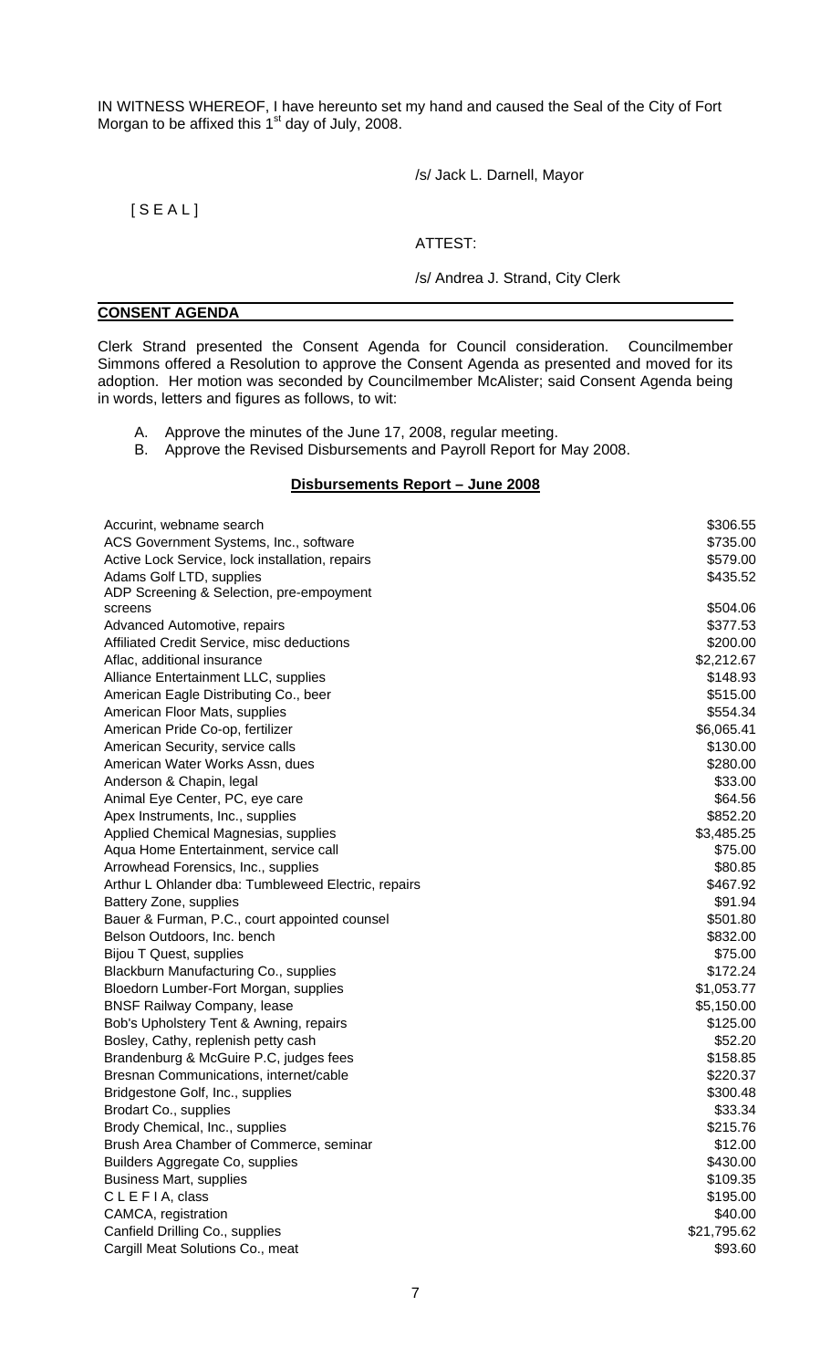IN WITNESS WHEREOF, I have hereunto set my hand and caused the Seal of the City of Fort Morgan to be affixed this 1st day of July, 2008.

/s/ Jack L. Darnell, Mayor

[ S E A L ]

ATTEST:

/s/ Andrea J. Strand, City Clerk

## CONSENT AGENDA

Clerk Strand presented the Consent Agenda for Council consideration. Councilmember Simmons offered a Resolution to approve the Consent Agenda as presented and moved for its adoption. Her motion was seconded by Councilmember McAlister; said Consent Agenda being in words, letters and figures as follows, to wit:

A. Approve the minutes of the June 17, 2008, regular meeting.
B. Approve the Revised Disbursements and Payroll Report for May 2008.

### Disbursements Report – June 2008

| | |
|---|---|
| Accurint, webname search | $306.55 |
| ACS Government Systems, Inc., software | $735.00 |
| Active Lock Service, lock installation, repairs | $579.00 |
| Adams Golf LTD, supplies | $435.52 |
| ADP Screening & Selection, pre-empoyment screens | $504.06 |
| Advanced Automotive, repairs | $377.53 |
| Affiliated Credit Service, misc deductions | $200.00 |
| Aflac, additional insurance | $2,212.67 |
| Alliance Entertainment LLC, supplies | $148.93 |
| American Eagle Distributing Co., beer | $515.00 |
| American Floor Mats, supplies | $554.34 |
| American Pride Co-op, fertilizer | $6,065.41 |
| American Security, service calls | $130.00 |
| American Water Works Assn, dues | $280.00 |
| Anderson & Chapin, legal | $33.00 |
| Animal Eye Center, PC, eye care | $64.56 |
| Apex Instruments, Inc., supplies | $852.20 |
| Applied Chemical Magnesias, supplies | $3,485.25 |
| Aqua Home Entertainment, service call | $75.00 |
| Arrowhead Forensics, Inc., supplies | $80.85 |
| Arthur L Ohlander dba: Tumbleweed Electric, repairs | $467.92 |
| Battery Zone, supplies | $91.94 |
| Bauer & Furman, P.C., court appointed counsel | $501.80 |
| Belson Outdoors, Inc. bench | $832.00 |
| Bijou T Quest, supplies | $75.00 |
| Blackburn Manufacturing Co., supplies | $172.24 |
| Bloedorn Lumber-Fort Morgan, supplies | $1,053.77 |
| BNSF Railway Company, lease | $5,150.00 |
| Bob's Upholstery Tent & Awning, repairs | $125.00 |
| Bosley, Cathy, replenish petty cash | $52.20 |
| Brandenburg & McGuire P.C, judges fees | $158.85 |
| Bresnan Communications, internet/cable | $220.37 |
| Bridgestone Golf, Inc., supplies | $300.48 |
| Brodart Co., supplies | $33.34 |
| Brody Chemical, Inc., supplies | $215.76 |
| Brush Area Chamber of Commerce, seminar | $12.00 |
| Builders Aggregate Co, supplies | $430.00 |
| Business Mart, supplies | $109.35 |
| C L E F I A, class | $195.00 |
| CAMCA, registration | $40.00 |
| Canfield Drilling Co., supplies | $21,795.62 |
| Cargill Meat Solutions Co., meat | $93.60 |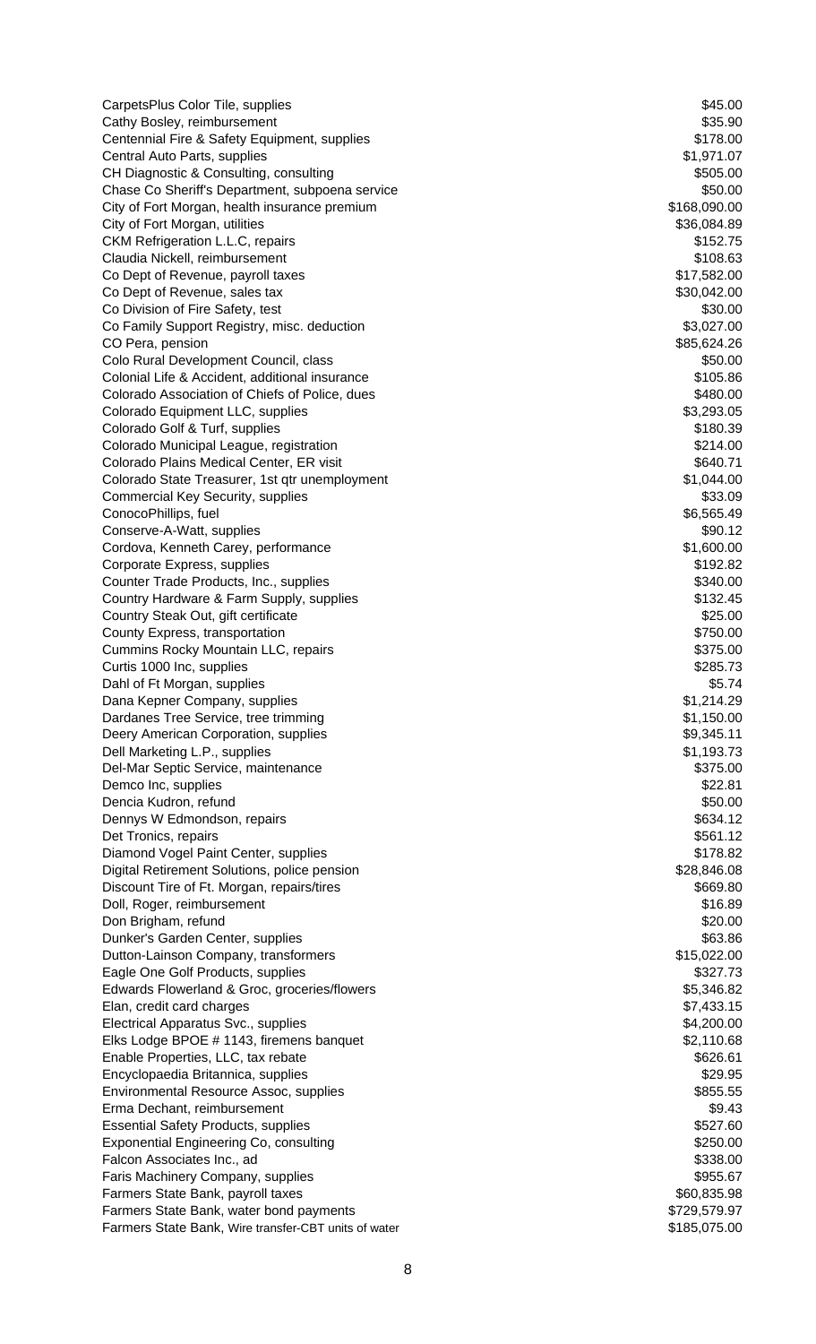| | |
|---|---|
| CarpetsPlus Color Tile, supplies | $45.00 |
| Cathy Bosley, reimbursement | $35.90 |
| Centennial Fire & Safety Equipment, supplies | $178.00 |
| Central Auto Parts, supplies | $1,971.07 |
| CH Diagnostic & Consulting, consulting | $505.00 |
| Chase Co Sheriff's Department, subpoena service | $50.00 |
| City of Fort Morgan, health insurance premium | $168,090.00 |
| City of Fort Morgan, utilities | $36,084.89 |
| CKM Refrigeration L.L.C, repairs | $152.75 |
| Claudia Nickell, reimbursement | $108.63 |
| Co Dept of Revenue, payroll taxes | $17,582.00 |
| Co Dept of Revenue, sales tax | $30,042.00 |
| Co Division of Fire Safety, test | $30.00 |
| Co Family Support Registry, misc. deduction | $3,027.00 |
| CO Pera, pension | $85,624.26 |
| Colo Rural Development Council, class | $50.00 |
| Colonial Life & Accident, additional insurance | $105.86 |
| Colorado Association of Chiefs of Police, dues | $480.00 |
| Colorado Equipment LLC, supplies | $3,293.05 |
| Colorado Golf & Turf, supplies | $180.39 |
| Colorado Municipal League, registration | $214.00 |
| Colorado Plains Medical Center, ER visit | $640.71 |
| Colorado State Treasurer, 1st qtr unemployment | $1,044.00 |
| Commercial Key Security, supplies | $33.09 |
| ConocoPhillips, fuel | $6,565.49 |
| Conserve-A-Watt, supplies | $90.12 |
| Cordova, Kenneth Carey, performance | $1,600.00 |
| Corporate Express, supplies | $192.82 |
| Counter Trade Products, Inc., supplies | $340.00 |
| Country Hardware & Farm Supply, supplies | $132.45 |
| Country Steak Out, gift certificate | $25.00 |
| County Express, transportation | $750.00 |
| Cummins Rocky Mountain LLC, repairs | $375.00 |
| Curtis 1000 Inc, supplies | $285.73 |
| Dahl of Ft Morgan, supplies | $5.74 |
| Dana Kepner Company, supplies | $1,214.29 |
| Dardanes Tree Service, tree trimming | $1,150.00 |
| Deery American Corporation, supplies | $9,345.11 |
| Dell Marketing L.P., supplies | $1,193.73 |
| Del-Mar Septic Service, maintenance | $375.00 |
| Demco Inc, supplies | $22.81 |
| Dencia Kudron, refund | $50.00 |
| Dennys W Edmondson, repairs | $634.12 |
| Det Tronics, repairs | $561.12 |
| Diamond Vogel Paint Center, supplies | $178.82 |
| Digital Retirement Solutions, police pension | $28,846.08 |
| Discount Tire of Ft. Morgan, repairs/tires | $669.80 |
| Doll, Roger, reimbursement | $16.89 |
| Don Brigham, refund | $20.00 |
| Dunker's Garden Center, supplies | $63.86 |
| Dutton-Lainson Company, transformers | $15,022.00 |
| Eagle One Golf Products, supplies | $327.73 |
| Edwards Flowerland & Groc, groceries/flowers | $5,346.82 |
| Elan, credit card charges | $7,433.15 |
| Electrical Apparatus Svc., supplies | $4,200.00 |
| Elks Lodge BPOE # 1143, firemens banquet | $2,110.68 |
| Enable Properties, LLC, tax rebate | $626.61 |
| Encyclopaedia Britannica, supplies | $29.95 |
| Environmental Resource Assoc, supplies | $855.55 |
| Erma Dechant, reimbursement | $9.43 |
| Essential Safety Products, supplies | $527.60 |
| Exponential Engineering Co, consulting | $250.00 |
| Falcon Associates Inc., ad | $338.00 |
| Faris Machinery Company, supplies | $955.67 |
| Farmers State Bank, payroll taxes | $60,835.98 |
| Farmers State Bank, water bond payments | $729,579.97 |
| Farmers State Bank, Wire transfer-CBT units of water | $185,075.00 |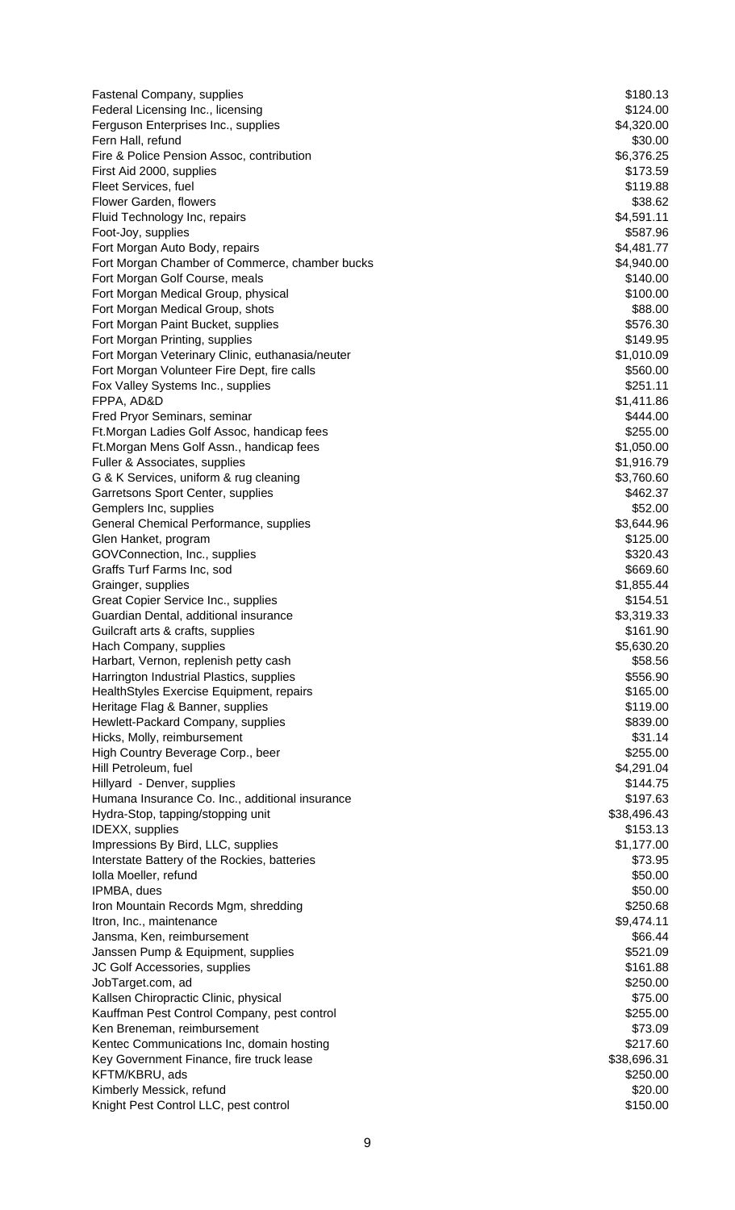| | |
|---|---|
| Fastenal Company, supplies | $180.13 |
| Federal Licensing Inc., licensing | $124.00 |
| Ferguson Enterprises Inc., supplies | $4,320.00 |
| Fern Hall, refund | $30.00 |
| Fire & Police Pension Assoc, contribution | $6,376.25 |
| First Aid 2000, supplies | $173.59 |
| Fleet Services, fuel | $119.88 |
| Flower Garden, flowers | $38.62 |
| Fluid Technology Inc, repairs | $4,591.11 |
| Foot-Joy, supplies | $587.96 |
| Fort Morgan Auto Body, repairs | $4,481.77 |
| Fort Morgan Chamber of Commerce, chamber bucks | $4,940.00 |
| Fort Morgan Golf Course, meals | $140.00 |
| Fort Morgan Medical Group, physical | $100.00 |
| Fort Morgan Medical Group, shots | $88.00 |
| Fort Morgan Paint Bucket, supplies | $576.30 |
| Fort Morgan Printing, supplies | $149.95 |
| Fort Morgan Veterinary Clinic, euthanasia/neuter | $1,010.09 |
| Fort Morgan Volunteer Fire Dept, fire calls | $560.00 |
| Fox Valley Systems Inc., supplies | $251.11 |
| FPPA, AD&D | $1,411.86 |
| Fred Pryor Seminars, seminar | $444.00 |
| Ft.Morgan Ladies Golf Assoc, handicap fees | $255.00 |
| Ft.Morgan Mens Golf Assn., handicap fees | $1,050.00 |
| Fuller & Associates, supplies | $1,916.79 |
| G & K Services, uniform & rug cleaning | $3,760.60 |
| Garretsons Sport Center, supplies | $462.37 |
| Gemplers Inc, supplies | $52.00 |
| General Chemical Performance, supplies | $3,644.96 |
| Glen Hanket, program | $125.00 |
| GOVConnection, Inc., supplies | $320.43 |
| Graffs Turf Farms Inc, sod | $669.60 |
| Grainger, supplies | $1,855.44 |
| Great Copier Service Inc., supplies | $154.51 |
| Guardian Dental, additional insurance | $3,319.33 |
| Guilcraft arts & crafts, supplies | $161.90 |
| Hach Company, supplies | $5,630.20 |
| Harbart, Vernon, replenish petty cash | $58.56 |
| Harrington Industrial Plastics, supplies | $556.90 |
| HealthStyles Exercise Equipment, repairs | $165.00 |
| Heritage Flag & Banner, supplies | $119.00 |
| Hewlett-Packard Company, supplies | $839.00 |
| Hicks, Molly, reimbursement | $31.14 |
| High Country Beverage Corp., beer | $255.00 |
| Hill Petroleum, fuel | $4,291.04 |
| Hillyard - Denver, supplies | $144.75 |
| Humana Insurance Co. Inc., additional insurance | $197.63 |
| Hydra-Stop, tapping/stopping unit | $38,496.43 |
| IDEXX, supplies | $153.13 |
| Impressions By Bird, LLC, supplies | $1,177.00 |
| Interstate Battery of the Rockies, batteries | $73.95 |
| Iolla Moeller, refund | $50.00 |
| IPMBA, dues | $50.00 |
| Iron Mountain Records Mgm, shredding | $250.68 |
| Itron, Inc., maintenance | $9,474.11 |
| Jansma, Ken, reimbursement | $66.44 |
| Janssen Pump & Equipment, supplies | $521.09 |
| JC Golf Accessories, supplies | $161.88 |
| JobTarget.com, ad | $250.00 |
| Kallsen Chiropractic Clinic, physical | $75.00 |
| Kauffman Pest Control Company, pest control | $255.00 |
| Ken Breneman, reimbursement | $73.09 |
| Kentec Communications Inc, domain hosting | $217.60 |
| Key Government Finance, fire truck lease | $38,696.31 |
| KFTM/KBRU, ads | $250.00 |
| Kimberly Messick, refund | $20.00 |
| Knight Pest Control LLC, pest control | $150.00 |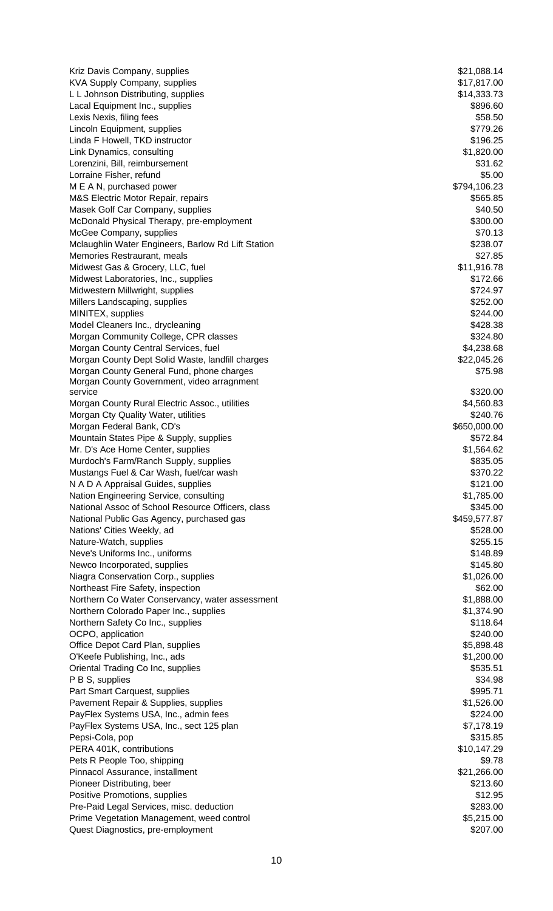| | |
|---|---|
| Kriz Davis Company, supplies | $21,088.14 |
| KVA Supply Company, supplies | $17,817.00 |
| L L Johnson Distributing, supplies | $14,333.73 |
| Lacal Equipment Inc., supplies | $896.60 |
| Lexis Nexis, filing fees | $58.50 |
| Lincoln Equipment, supplies | $779.26 |
| Linda F Howell, TKD instructor | $196.25 |
| Link Dynamics, consulting | $1,820.00 |
| Lorenzini, Bill, reimbursement | $31.62 |
| Lorraine Fisher, refund | $5.00 |
| M E A N, purchased power | $794,106.23 |
| M&S Electric Motor Repair, repairs | $565.85 |
| Masek Golf Car Company, supplies | $40.50 |
| McDonald Physical Therapy, pre-employment | $300.00 |
| McGee Company, supplies | $70.13 |
| Mclaughlin Water Engineers, Barlow Rd Lift Station | $238.07 |
| Memories Restraurant, meals | $27.85 |
| Midwest Gas & Grocery, LLC, fuel | $11,916.78 |
| Midwest Laboratories, Inc., supplies | $172.66 |
| Midwestern Millwright, supplies | $724.97 |
| Millers Landscaping, supplies | $252.00 |
| MINITEX, supplies | $244.00 |
| Model Cleaners Inc., drycleaning | $428.38 |
| Morgan Community College, CPR classes | $324.80 |
| Morgan County Central Services, fuel | $4,238.68 |
| Morgan County Dept Solid Waste, landfill charges | $22,045.26 |
| Morgan County General Fund, phone charges | $75.98 |
| Morgan County Government, video arragnment service | $320.00 |
| Morgan County Rural Electric Assoc., utilities | $4,560.83 |
| Morgan Cty Quality Water, utilities | $240.76 |
| Morgan Federal Bank, CD's | $650,000.00 |
| Mountain States Pipe & Supply, supplies | $572.84 |
| Mr. D's Ace Home Center, supplies | $1,564.62 |
| Murdoch's Farm/Ranch Supply, supplies | $835.05 |
| Mustangs Fuel & Car Wash, fuel/car wash | $370.22 |
| N A D A Appraisal Guides, supplies | $121.00 |
| Nation Engineering Service, consulting | $1,785.00 |
| National Assoc of School Resource Officers, class | $345.00 |
| National Public Gas Agency, purchased gas | $459,577.87 |
| Nations' Cities Weekly, ad | $528.00 |
| Nature-Watch, supplies | $255.15 |
| Neve's Uniforms Inc., uniforms | $148.89 |
| Newco Incorporated, supplies | $145.80 |
| Niagra Conservation Corp., supplies | $1,026.00 |
| Northeast Fire Safety, inspection | $62.00 |
| Northern Co Water Conservancy, water assessment | $1,888.00 |
| Northern Colorado Paper Inc., supplies | $1,374.90 |
| Northern Safety Co Inc., supplies | $118.64 |
| OCPO, application | $240.00 |
| Office Depot Card Plan, supplies | $5,898.48 |
| O'Keefe Publishing, Inc., ads | $1,200.00 |
| Oriental Trading Co Inc, supplies | $535.51 |
| P B S, supplies | $34.98 |
| Part Smart Carquest, supplies | $995.71 |
| Pavement Repair & Supplies, supplies | $1,526.00 |
| PayFlex Systems USA, Inc., admin fees | $224.00 |
| PayFlex Systems USA, Inc., sect 125 plan | $7,178.19 |
| Pepsi-Cola, pop | $315.85 |
| PERA 401K, contributions | $10,147.29 |
| Pets R People Too, shipping | $9.78 |
| Pinnacol Assurance, installment | $21,266.00 |
| Pioneer Distributing, beer | $213.60 |
| Positive Promotions, supplies | $12.95 |
| Pre-Paid Legal Services, misc. deduction | $283.00 |
| Prime Vegetation Management, weed control | $5,215.00 |
| Quest Diagnostics, pre-employment | $207.00 |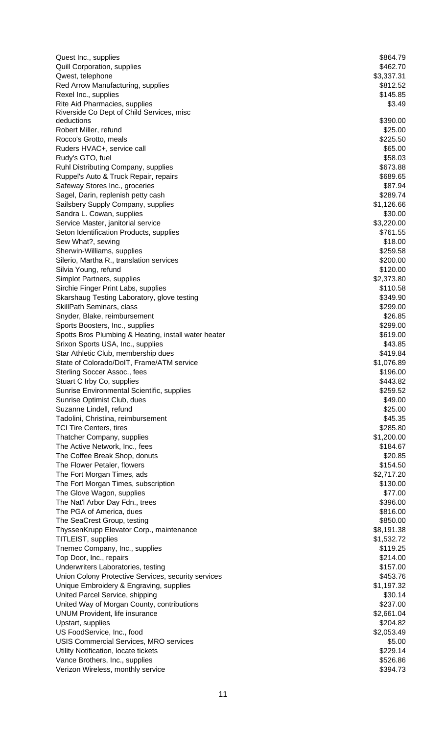| | |
|---|---|
| Quest Inc., supplies | $864.79 |
| Quill Corporation, supplies | $462.70 |
| Qwest, telephone | $3,337.31 |
| Red Arrow Manufacturing, supplies | $812.52 |
| Rexel Inc., supplies | $145.85 |
| Rite Aid Pharmacies, supplies | $3.49 |
| Riverside Co Dept of Child Services, misc deductions | $390.00 |
| Robert Miller, refund | $25.00 |
| Rocco's Grotto, meals | $225.50 |
| Ruders HVAC+, service call | $65.00 |
| Rudy's GTO, fuel | $58.03 |
| Ruhl Distributing Company, supplies | $673.88 |
| Ruppel's Auto & Truck Repair, repairs | $689.65 |
| Safeway Stores Inc., groceries | $87.94 |
| Sagel, Darin, replenish petty cash | $289.74 |
| Sailsbery Supply Company, supplies | $1,126.66 |
| Sandra L. Cowan, supplies | $30.00 |
| Service Master, janitorial service | $3,220.00 |
| Seton Identification Products, supplies | $761.55 |
| Sew What?, sewing | $18.00 |
| Sherwin-Williams, supplies | $259.58 |
| Silerio, Martha R., translation services | $200.00 |
| Silvia Young, refund | $120.00 |
| Simplot Partners, supplies | $2,373.80 |
| Sirchie Finger Print Labs, supplies | $110.58 |
| Skarshaug Testing Laboratory, glove testing | $349.90 |
| SkillPath Seminars, class | $299.00 |
| Snyder, Blake, reimbursement | $26.85 |
| Sports Boosters, Inc., supplies | $299.00 |
| Spotts Bros Plumbing & Heating, install water heater | $619.00 |
| Srixon Sports USA, Inc., supplies | $43.85 |
| Star Athletic Club, membership dues | $419.84 |
| State of Colorado/DoIT, Frame/ATM service | $1,076.89 |
| Sterling Soccer Assoc., fees | $196.00 |
| Stuart C Irby Co, supplies | $443.82 |
| Sunrise Environmental Scientific, supplies | $259.52 |
| Sunrise Optimist Club, dues | $49.00 |
| Suzanne Lindell, refund | $25.00 |
| Tadolini, Christina, reimbursement | $45.35 |
| TCI Tire Centers, tires | $285.80 |
| Thatcher Company, supplies | $1,200.00 |
| The Active Network, Inc., fees | $184.67 |
| The Coffee Break Shop, donuts | $20.85 |
| The Flower Petaler, flowers | $154.50 |
| The Fort Morgan Times, ads | $2,717.20 |
| The Fort Morgan Times, subscription | $130.00 |
| The Glove Wagon, supplies | $77.00 |
| The Nat'l Arbor Day Fdn., trees | $396.00 |
| The PGA of America, dues | $816.00 |
| The SeaCrest Group, testing | $850.00 |
| ThyssenKrupp Elevator Corp., maintenance | $8,191.38 |
| TITLEIST, supplies | $1,532.72 |
| Tnemec Company, Inc., supplies | $119.25 |
| Top Door, Inc., repairs | $214.00 |
| Underwriters Laboratories, testing | $157.00 |
| Union Colony Protective Services, security services | $453.76 |
| Unique Embroidery & Engraving, supplies | $1,197.32 |
| United Parcel Service, shipping | $30.14 |
| United Way of Morgan County, contributions | $237.00 |
| UNUM Provident, life insurance | $2,661.04 |
| Upstart, supplies | $204.82 |
| US FoodService, Inc., food | $2,053.49 |
| USIS Commercial Services, MRO services | $5.00 |
| Utility Notification, locate tickets | $229.14 |
| Vance Brothers, Inc., supplies | $526.86 |
| Verizon Wireless, monthly service | $394.73 |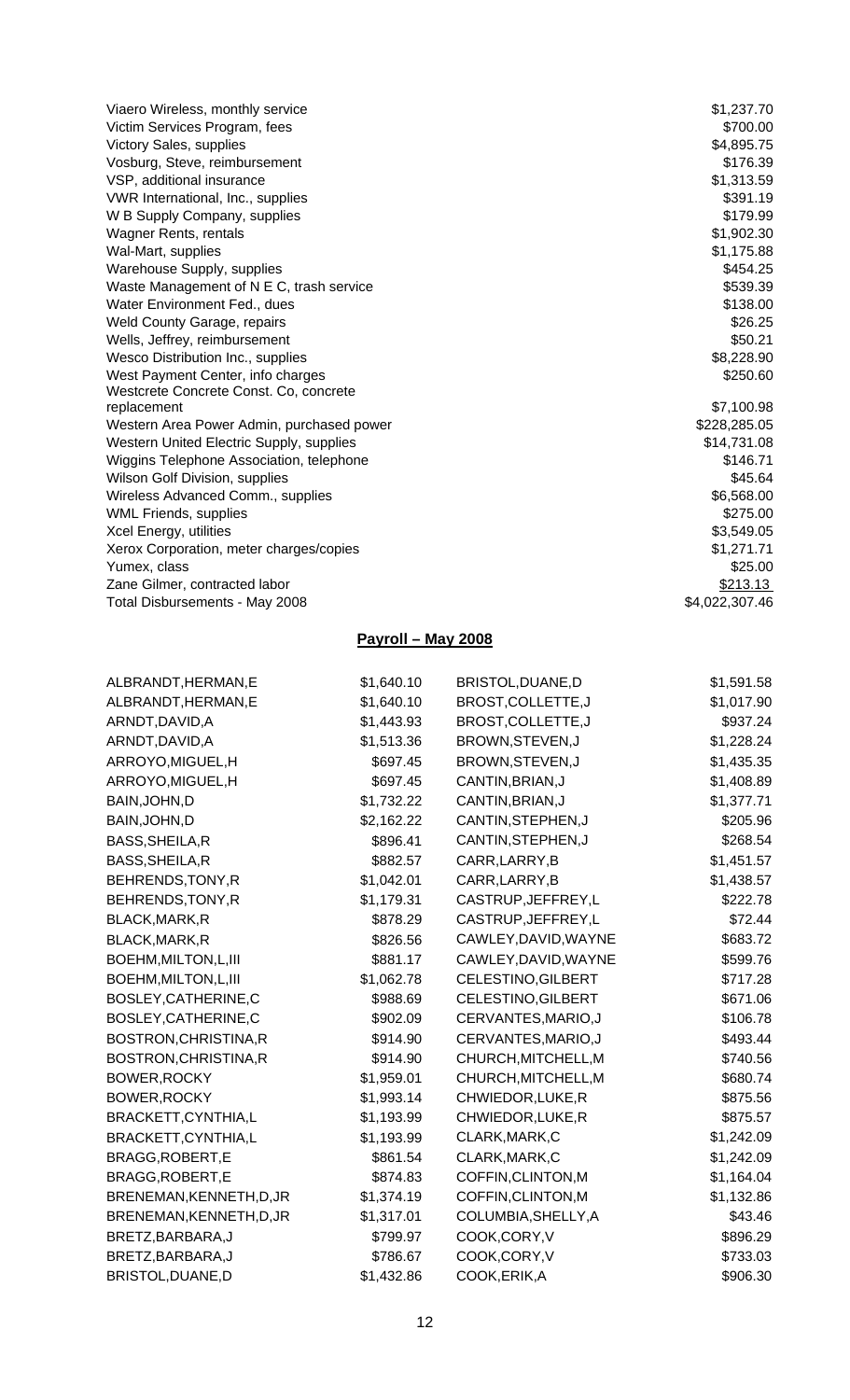| | |
|---|---|
| Viaero Wireless, monthly service | $1,237.70 |
| Victim Services Program, fees | $700.00 |
| Victory Sales, supplies | $4,895.75 |
| Vosburg, Steve, reimbursement | $176.39 |
| VSP, additional insurance | $1,313.59 |
| VWR International, Inc., supplies | $391.19 |
| W B Supply Company, supplies | $179.99 |
| Wagner Rents, rentals | $1,902.30 |
| Wal-Mart, supplies | $1,175.88 |
| Warehouse Supply, supplies | $454.25 |
| Waste Management of N E C, trash service | $539.39 |
| Water Environment Fed., dues | $138.00 |
| Weld County Garage, repairs | $26.25 |
| Wells, Jeffrey, reimbursement | $50.21 |
| Wesco Distribution Inc., supplies | $8,228.90 |
| West Payment Center, info charges | $250.60 |
| Westcrete Concrete Const. Co, concrete replacement | $7,100.98 |
| Western Area Power Admin, purchased power | $228,285.05 |
| Western United Electric Supply, supplies | $14,731.08 |
| Wiggins Telephone Association, telephone | $146.71 |
| Wilson Golf Division, supplies | $45.64 |
| Wireless Advanced Comm., supplies | $6,568.00 |
| WML Friends, supplies | $275.00 |
| Xcel Energy, utilities | $3,549.05 |
| Xerox Corporation, meter charges/copies | $1,271.71 |
| Yumex, class | $25.00 |
| Zane Gilmer, contracted labor | $213.13 |
| Total Disbursements - May 2008 | $4,022,307.46 |

## Payroll – May 2008

| | | | |
|---|---|---|---|
| ALBRANDT,HERMAN,E | $1,640.10 | BRISTOL,DUANE,D | $1,591.58 |
| ALBRANDT,HERMAN,E | $1,640.10 | BROST,COLLETTE,J | $1,017.90 |
| ARNDT,DAVID,A | $1,443.93 | BROST,COLLETTE,J | $937.24 |
| ARNDT,DAVID,A | $1,513.36 | BROWN,STEVEN,J | $1,228.24 |
| ARROYO,MIGUEL,H | $697.45 | BROWN,STEVEN,J | $1,435.35 |
| ARROYO,MIGUEL,H | $697.45 | CANTIN,BRIAN,J | $1,408.89 |
| BAIN,JOHN,D | $1,732.22 | CANTIN,BRIAN,J | $1,377.71 |
| BAIN,JOHN,D | $2,162.22 | CANTIN,STEPHEN,J | $205.96 |
| BASS,SHEILA,R | $896.41 | CANTIN,STEPHEN,J | $268.54 |
| BASS,SHEILA,R | $882.57 | CARR,LARRY,B | $1,451.57 |
| BEHRENDS,TONY,R | $1,042.01 | CARR,LARRY,B | $1,438.57 |
| BEHRENDS,TONY,R | $1,179.31 | CASTRUP,JEFFREY,L | $222.78 |
| BLACK,MARK,R | $878.29 | CASTRUP,JEFFREY,L | $72.44 |
| BLACK,MARK,R | $826.56 | CAWLEY,DAVID,WAYNE | $683.72 |
| BOEHM,MILTON,L,III | $881.17 | CAWLEY,DAVID,WAYNE | $599.76 |
| BOEHM,MILTON,L,III | $1,062.78 | CELESTINO,GILBERT | $717.28 |
| BOSLEY,CATHERINE,C | $988.69 | CELESTINO,GILBERT | $671.06 |
| BOSLEY,CATHERINE,C | $902.09 | CERVANTES,MARIO,J | $106.78 |
| BOSTRON,CHRISTINA,R | $914.90 | CERVANTES,MARIO,J | $493.44 |
| BOSTRON,CHRISTINA,R | $914.90 | CHURCH,MITCHELL,M | $740.56 |
| BOWER,ROCKY | $1,959.01 | CHURCH,MITCHELL,M | $680.74 |
| BOWER,ROCKY | $1,993.14 | CHWIEDOR,LUKE,R | $875.56 |
| BRACKETT,CYNTHIA,L | $1,193.99 | CHWIEDOR,LUKE,R | $875.57 |
| BRACKETT,CYNTHIA,L | $1,193.99 | CLARK,MARK,C | $1,242.09 |
| BRAGG,ROBERT,E | $861.54 | CLARK,MARK,C | $1,242.09 |
| BRAGG,ROBERT,E | $874.83 | COFFIN,CLINTON,M | $1,164.04 |
| BRENEMAN,KENNETH,D,JR | $1,374.19 | COFFIN,CLINTON,M | $1,132.86 |
| BRENEMAN,KENNETH,D,JR | $1,317.01 | COLUMBIA,SHELLY,A | $43.46 |
| BRETZ,BARBARA,J | $799.97 | COOK,CORY,V | $896.29 |
| BRETZ,BARBARA,J | $786.67 | COOK,CORY,V | $733.03 |
| BRISTOL,DUANE,D | $1,432.86 | COOK,ERIK,A | $906.30 |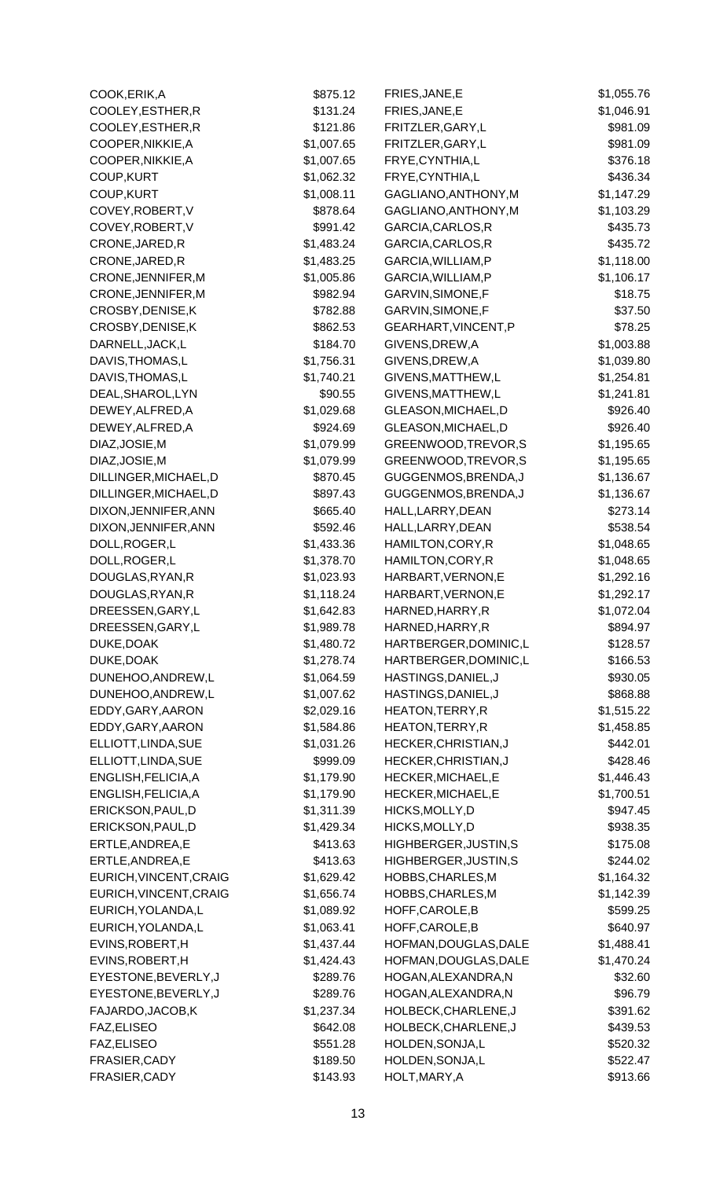| Name | Amount |
|---|---|
| COOK,ERIK,A | $875.12 |
| COOLEY,ESTHER,R | $131.24 |
| COOLEY,ESTHER,R | $121.86 |
| COOPER,NIKKIE,A | $1,007.65 |
| COOPER,NIKKIE,A | $1,007.65 |
| COUP,KURT | $1,062.32 |
| COUP,KURT | $1,008.11 |
| COVEY,ROBERT,V | $878.64 |
| COVEY,ROBERT,V | $991.42 |
| CRONE,JARED,R | $1,483.24 |
| CRONE,JARED,R | $1,483.25 |
| CRONE,JENNIFER,M | $1,005.86 |
| CRONE,JENNIFER,M | $982.94 |
| CROSBY,DENISE,K | $782.88 |
| CROSBY,DENISE,K | $862.53 |
| DARNELL,JACK,L | $184.70 |
| DAVIS,THOMAS,L | $1,756.31 |
| DAVIS,THOMAS,L | $1,740.21 |
| DEAL,SHAROL,LYN | $90.55 |
| DEWEY,ALFRED,A | $1,029.68 |
| DEWEY,ALFRED,A | $924.69 |
| DIAZ,JOSIE,M | $1,079.99 |
| DIAZ,JOSIE,M | $1,079.99 |
| DILLINGER,MICHAEL,D | $870.45 |
| DILLINGER,MICHAEL,D | $897.43 |
| DIXON,JENNIFER,ANN | $665.40 |
| DIXON,JENNIFER,ANN | $592.46 |
| DOLL,ROGER,L | $1,433.36 |
| DOLL,ROGER,L | $1,378.70 |
| DOUGLAS,RYAN,R | $1,023.93 |
| DOUGLAS,RYAN,R | $1,118.24 |
| DREESSEN,GARY,L | $1,642.83 |
| DREESSEN,GARY,L | $1,989.78 |
| DUKE,DOAK | $1,480.72 |
| DUKE,DOAK | $1,278.74 |
| DUNEHOO,ANDREW,L | $1,064.59 |
| DUNEHOO,ANDREW,L | $1,007.62 |
| EDDY,GARY,AARON | $2,029.16 |
| EDDY,GARY,AARON | $1,584.86 |
| ELLIOTT,LINDA,SUE | $1,031.26 |
| ELLIOTT,LINDA,SUE | $999.09 |
| ENGLISH,FELICIA,A | $1,179.90 |
| ENGLISH,FELICIA,A | $1,179.90 |
| ERICKSON,PAUL,D | $1,311.39 |
| ERICKSON,PAUL,D | $1,429.34 |
| ERTLE,ANDREA,E | $413.63 |
| ERTLE,ANDREA,E | $413.63 |
| EURICH,VINCENT,CRAIG | $1,629.42 |
| EURICH,VINCENT,CRAIG | $1,656.74 |
| EURICH,YOLANDA,L | $1,089.92 |
| EURICH,YOLANDA,L | $1,063.41 |
| EVINS,ROBERT,H | $1,437.44 |
| EVINS,ROBERT,H | $1,424.43 |
| EYESTONE,BEVERLY,J | $289.76 |
| EYESTONE,BEVERLY,J | $289.76 |
| FAJARDO,JACOB,K | $1,237.34 |
| FAZ,ELISEO | $642.08 |
| FAZ,ELISEO | $551.28 |
| FRASIER,CADY | $189.50 |
| FRASIER,CADY | $143.93 |
| FRIES,JANE,E | $1,055.76 |
| FRIES,JANE,E | $1,046.91 |
| FRITZLER,GARY,L | $981.09 |
| FRITZLER,GARY,L | $981.09 |
| FRYE,CYNTHIA,L | $376.18 |
| FRYE,CYNTHIA,L | $436.34 |
| GAGLIANO,ANTHONY,M | $1,147.29 |
| GAGLIANO,ANTHONY,M | $1,103.29 |
| GARCIA,CARLOS,R | $435.73 |
| GARCIA,CARLOS,R | $435.72 |
| GARCIA,WILLIAM,P | $1,118.00 |
| GARCIA,WILLIAM,P | $1,106.17 |
| GARVIN,SIMONE,F | $18.75 |
| GARVIN,SIMONE,F | $37.50 |
| GEARHART,VINCENT,P | $78.25 |
| GIVENS,DREW,A | $1,003.88 |
| GIVENS,DREW,A | $1,039.80 |
| GIVENS,MATTHEW,L | $1,254.81 |
| GIVENS,MATTHEW,L | $1,241.81 |
| GLEASON,MICHAEL,D | $926.40 |
| GLEASON,MICHAEL,D | $926.40 |
| GREENWOOD,TREVOR,S | $1,195.65 |
| GREENWOOD,TREVOR,S | $1,195.65 |
| GUGGENMOS,BRENDA,J | $1,136.67 |
| GUGGENMOS,BRENDA,J | $1,136.67 |
| HALL,LARRY,DEAN | $273.14 |
| HALL,LARRY,DEAN | $538.54 |
| HAMILTON,CORY,R | $1,048.65 |
| HAMILTON,CORY,R | $1,048.65 |
| HARBART,VERNON,E | $1,292.16 |
| HARBART,VERNON,E | $1,292.17 |
| HARNED,HARRY,R | $1,072.04 |
| HARNED,HARRY,R | $894.97 |
| HARTBERGER,DOMINIC,L | $128.57 |
| HARTBERGER,DOMINIC,L | $166.53 |
| HASTINGS,DANIEL,J | $930.05 |
| HASTINGS,DANIEL,J | $868.88 |
| HEATON,TERRY,R | $1,515.22 |
| HEATON,TERRY,R | $1,458.85 |
| HECKER,CHRISTIAN,J | $442.01 |
| HECKER,CHRISTIAN,J | $428.46 |
| HECKER,MICHAEL,E | $1,446.43 |
| HECKER,MICHAEL,E | $1,700.51 |
| HICKS,MOLLY,D | $947.45 |
| HICKS,MOLLY,D | $938.35 |
| HIGHBERGER,JUSTIN,S | $175.08 |
| HIGHBERGER,JUSTIN,S | $244.02 |
| HOBBS,CHARLES,M | $1,164.32 |
| HOBBS,CHARLES,M | $1,142.39 |
| HOFF,CAROLE,B | $599.25 |
| HOFF,CAROLE,B | $640.97 |
| HOFMAN,DOUGLAS,DALE | $1,488.41 |
| HOFMAN,DOUGLAS,DALE | $1,470.24 |
| HOGAN,ALEXANDRA,N | $32.60 |
| HOGAN,ALEXANDRA,N | $96.79 |
| HOLBECK,CHARLENE,J | $391.62 |
| HOLBECK,CHARLENE,J | $439.53 |
| HOLDEN,SONJA,L | $520.32 |
| HOLDEN,SONJA,L | $522.47 |
| HOLT,MARY,A | $913.66 |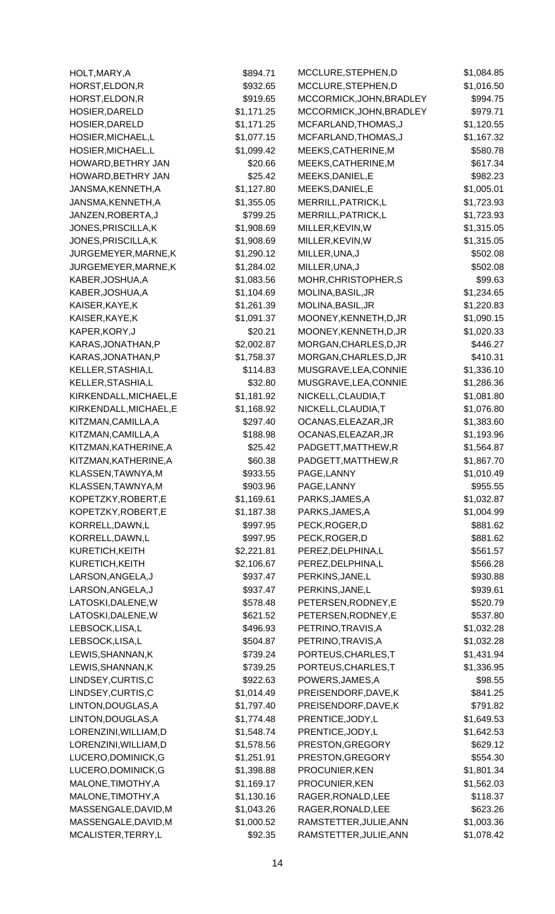| | |
|---|---|
| HOLT,MARY,A | $894.71 |
| HORST,ELDON,R | $932.65 |
| HORST,ELDON,R | $919.65 |
| HOSIER,DARELD | $1,171.25 |
| HOSIER,DARELD | $1,171.25 |
| HOSIER,MICHAEL,L | $1,077.15 |
| HOSIER,MICHAEL,L | $1,099.42 |
| HOWARD,BETHRY JAN | $20.66 |
| HOWARD,BETHRY JAN | $25.42 |
| JANSMA,KENNETH,A | $1,127.80 |
| JANSMA,KENNETH,A | $1,355.05 |
| JANZEN,ROBERTA,J | $799.25 |
| JONES,PRISCILLA,K | $1,908.69 |
| JONES,PRISCILLA,K | $1,908.69 |
| JURGEMEYER,MARNE,K | $1,290.12 |
| JURGEMEYER,MARNE,K | $1,284.02 |
| KABER,JOSHUA,A | $1,083.56 |
| KABER,JOSHUA,A | $1,104.69 |
| KAISER,KAYE,K | $1,261.39 |
| KAISER,KAYE,K | $1,091.37 |
| KAPER,KORY,J | $20.21 |
| KARAS,JONATHAN,P | $2,002.87 |
| KARAS,JONATHAN,P | $1,758.37 |
| KELLER,STASHIA,L | $114.83 |
| KELLER,STASHIA,L | $32.80 |
| KIRKENDALL,MICHAEL,E | $1,181.92 |
| KIRKENDALL,MICHAEL,E | $1,168.92 |
| KITZMAN,CAMILLA,A | $297.40 |
| KITZMAN,CAMILLA,A | $188.98 |
| KITZMAN,KATHERINE,A | $25.42 |
| KITZMAN,KATHERINE,A | $60.38 |
| KLASSEN,TAWNYA,M | $933.55 |
| KLASSEN,TAWNYA,M | $903.96 |
| KOPETZKY,ROBERT,E | $1,169.61 |
| KOPETZKY,ROBERT,E | $1,187.38 |
| KORRELL,DAWN,L | $997.95 |
| KORRELL,DAWN,L | $997.95 |
| KURETICH,KEITH | $2,221.81 |
| KURETICH,KEITH | $2,106.67 |
| LARSON,ANGELA,J | $937.47 |
| LARSON,ANGELA,J | $937.47 |
| LATOSKI,DALENE,W | $578.48 |
| LATOSKI,DALENE,W | $621.52 |
| LEBSOCK,LISA,L | $496.93 |
| LEBSOCK,LISA,L | $504.87 |
| LEWIS,SHANNAN,K | $739.24 |
| LEWIS,SHANNAN,K | $739.25 |
| LINDSEY,CURTIS,C | $922.63 |
| LINDSEY,CURTIS,C | $1,014.49 |
| LINTON,DOUGLAS,A | $1,797.40 |
| LINTON,DOUGLAS,A | $1,774.48 |
| LORENZINI,WILLIAM,D | $1,548.74 |
| LORENZINI,WILLIAM,D | $1,578.56 |
| LUCERO,DOMINICK,G | $1,251.91 |
| LUCERO,DOMINICK,G | $1,398.88 |
| MALONE,TIMOTHY,A | $1,169.17 |
| MALONE,TIMOTHY,A | $1,130.16 |
| MASSENGALE,DAVID,M | $1,043.26 |
| MASSENGALE,DAVID,M | $1,000.52 |
| MCALISTER,TERRY,L | $92.35 |
| MCCLURE,STEPHEN,D | $1,084.85 |
| MCCLURE,STEPHEN,D | $1,016.50 |
| MCCORMICK,JOHN,BRADLEY | $994.75 |
| MCCORMICK,JOHN,BRADLEY | $979.71 |
| MCFARLAND,THOMAS,J | $1,120.55 |
| MCFARLAND,THOMAS,J | $1,167.32 |
| MEEKS,CATHERINE,M | $580.78 |
| MEEKS,CATHERINE,M | $617.34 |
| MEEKS,DANIEL,E | $982.23 |
| MEEKS,DANIEL,E | $1,005.01 |
| MERRILL,PATRICK,L | $1,723.93 |
| MERRILL,PATRICK,L | $1,723.93 |
| MILLER,KEVIN,W | $1,315.05 |
| MILLER,KEVIN,W | $1,315.05 |
| MILLER,UNA,J | $502.08 |
| MILLER,UNA,J | $502.08 |
| MOHR,CHRISTOPHER,S | $99.63 |
| MOLINA,BASIL,JR | $1,234.65 |
| MOLINA,BASIL,JR | $1,220.83 |
| MOONEY,KENNETH,D,JR | $1,090.15 |
| MOONEY,KENNETH,D,JR | $1,020.33 |
| MORGAN,CHARLES,D,JR | $446.27 |
| MORGAN,CHARLES,D,JR | $410.31 |
| MUSGRAVE,LEA,CONNIE | $1,336.10 |
| MUSGRAVE,LEA,CONNIE | $1,286.36 |
| NICKELL,CLAUDIA,T | $1,081.80 |
| NICKELL,CLAUDIA,T | $1,076.80 |
| OCANAS,ELEAZAR,JR | $1,383.60 |
| OCANAS,ELEAZAR,JR | $1,193.96 |
| PADGETT,MATTHEW,R | $1,564.87 |
| PADGETT,MATTHEW,R | $1,867.70 |
| PAGE,LANNY | $1,010.49 |
| PAGE,LANNY | $955.55 |
| PARKS,JAMES,A | $1,032.87 |
| PARKS,JAMES,A | $1,004.99 |
| PECK,ROGER,D | $881.62 |
| PECK,ROGER,D | $881.62 |
| PEREZ,DELPHINA,L | $561.57 |
| PEREZ,DELPHINA,L | $566.28 |
| PERKINS,JANE,L | $930.88 |
| PERKINS,JANE,L | $939.61 |
| PETERSEN,RODNEY,E | $520.79 |
| PETERSEN,RODNEY,E | $537.80 |
| PETRINO,TRAVIS,A | $1,032.28 |
| PETRINO,TRAVIS,A | $1,032.28 |
| PORTEUS,CHARLES,T | $1,431.94 |
| PORTEUS,CHARLES,T | $1,336.95 |
| POWERS,JAMES,A | $98.55 |
| PREISENDORF,DAVE,K | $841.25 |
| PREISENDORF,DAVE,K | $791.82 |
| PRENTICE,JODY,L | $1,649.53 |
| PRENTICE,JODY,L | $1,642.53 |
| PRESTON,GREGORY | $629.12 |
| PRESTON,GREGORY | $554.30 |
| PROCUNIER,KEN | $1,801.34 |
| PROCUNIER,KEN | $1,562.03 |
| RAGER,RONALD,LEE | $118.37 |
| RAGER,RONALD,LEE | $623.26 |
| RAMSTETTER,JULIE,ANN | $1,003.36 |
| RAMSTETTER,JULIE,ANN | $1,078.42 |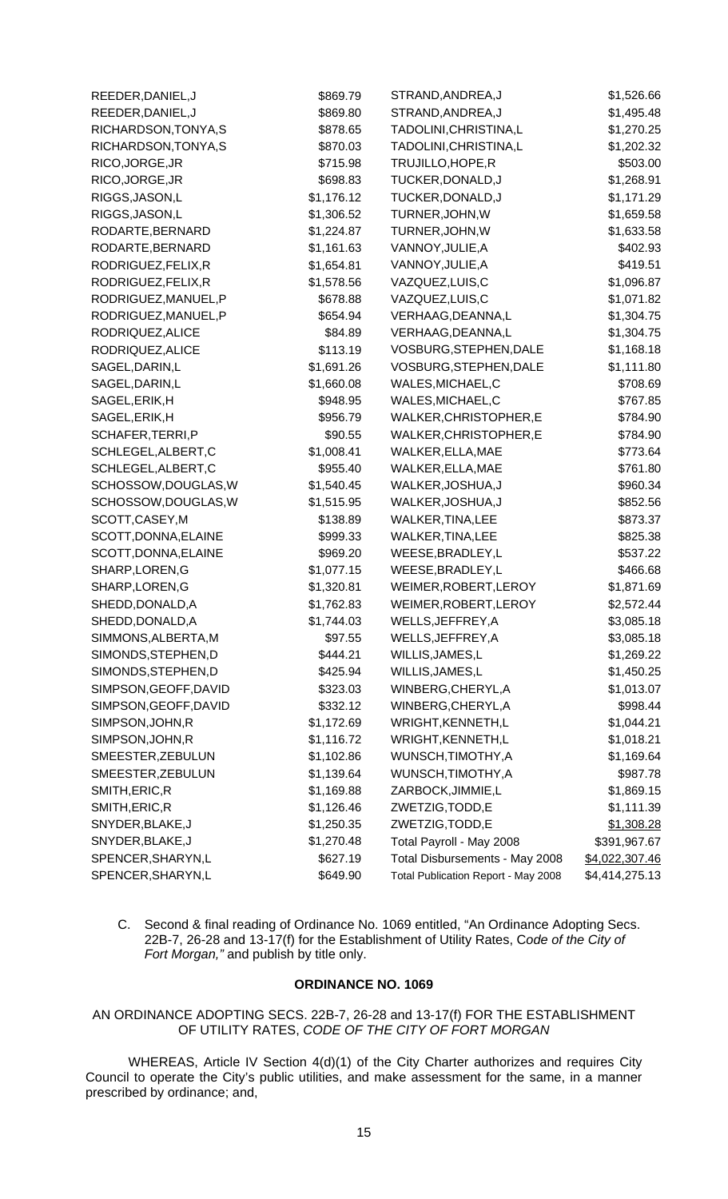| | | | |
|---|---|---|---|
| REEDER,DANIEL,J | $869.79 | STRAND,ANDREA,J | $1,526.66 |
| REEDER,DANIEL,J | $869.80 | STRAND,ANDREA,J | $1,495.48 |
| RICHARDSON,TONYA,S | $878.65 | TADOLINI,CHRISTINA,L | $1,270.25 |
| RICHARDSON,TONYA,S | $870.03 | TADOLINI,CHRISTINA,L | $1,202.32 |
| RICO,JORGE,JR | $715.98 | TRUJILLO,HOPE,R | $503.00 |
| RICO,JORGE,JR | $698.83 | TUCKER,DONALD,J | $1,268.91 |
| RIGGS,JASON,L | $1,176.12 | TUCKER,DONALD,J | $1,171.29 |
| RIGGS,JASON,L | $1,306.52 | TURNER,JOHN,W | $1,659.58 |
| RODARTE,BERNARD | $1,224.87 | TURNER,JOHN,W | $1,633.58 |
| RODARTE,BERNARD | $1,161.63 | VANNOY,JULIE,A | $402.93 |
| RODRIGUEZ,FELIX,R | $1,654.81 | VANNOY,JULIE,A | $419.51 |
| RODRIGUEZ,FELIX,R | $1,578.56 | VAZQUEZ,LUIS,C | $1,096.87 |
| RODRIGUEZ,MANUEL,P | $678.88 | VAZQUEZ,LUIS,C | $1,071.82 |
| RODRIGUEZ,MANUEL,P | $654.94 | VERHAAG,DEANNA,L | $1,304.75 |
| RODRIQUEZ,ALICE | $84.89 | VERHAAG,DEANNA,L | $1,304.75 |
| RODRIQUEZ,ALICE | $113.19 | VOSBURG,STEPHEN,DALE | $1,168.18 |
| SAGEL,DARIN,L | $1,691.26 | VOSBURG,STEPHEN,DALE | $1,111.80 |
| SAGEL,DARIN,L | $1,660.08 | WALES,MICHAEL,C | $708.69 |
| SAGEL,ERIK,H | $948.95 | WALES,MICHAEL,C | $767.85 |
| SAGEL,ERIK,H | $956.79 | WALKER,CHRISTOPHER,E | $784.90 |
| SCHAFER,TERRI,P | $90.55 | WALKER,CHRISTOPHER,E | $784.90 |
| SCHLEGEL,ALBERT,C | $1,008.41 | WALKER,ELLA,MAE | $773.64 |
| SCHLEGEL,ALBERT,C | $955.40 | WALKER,ELLA,MAE | $761.80 |
| SCHOSSOW,DOUGLAS,W | $1,540.45 | WALKER,JOSHUA,J | $960.34 |
| SCHOSSOW,DOUGLAS,W | $1,515.95 | WALKER,JOSHUA,J | $852.56 |
| SCOTT,CASEY,M | $138.89 | WALKER,TINA,LEE | $873.37 |
| SCOTT,DONNA,ELAINE | $999.33 | WALKER,TINA,LEE | $825.38 |
| SCOTT,DONNA,ELAINE | $969.20 | WEESE,BRADLEY,L | $537.22 |
| SHARP,LOREN,G | $1,077.15 | WEESE,BRADLEY,L | $466.68 |
| SHARP,LOREN,G | $1,320.81 | WEIMER,ROBERT,LEROY | $1,871.69 |
| SHEDD,DONALD,A | $1,762.83 | WEIMER,ROBERT,LEROY | $2,572.44 |
| SHEDD,DONALD,A | $1,744.03 | WELLS,JEFFREY,A | $3,085.18 |
| SIMMONS,ALBERTA,M | $97.55 | WELLS,JEFFREY,A | $3,085.18 |
| SIMONDS,STEPHEN,D | $444.21 | WILLIS,JAMES,L | $1,269.22 |
| SIMONDS,STEPHEN,D | $425.94 | WILLIS,JAMES,L | $1,450.25 |
| SIMPSON,GEOFF,DAVID | $323.03 | WINBERG,CHERYL,A | $1,013.07 |
| SIMPSON,GEOFF,DAVID | $332.12 | WINBERG,CHERYL,A | $998.44 |
| SIMPSON,JOHN,R | $1,172.69 | WRIGHT,KENNETH,L | $1,044.21 |
| SIMPSON,JOHN,R | $1,116.72 | WRIGHT,KENNETH,L | $1,018.21 |
| SMEESTER,ZEBULUN | $1,102.86 | WUNSCH,TIMOTHY,A | $1,169.64 |
| SMEESTER,ZEBULUN | $1,139.64 | WUNSCH,TIMOTHY,A | $987.78 |
| SMITH,ERIC,R | $1,169.88 | ZARBOCK,JIMMIE,L | $1,869.15 |
| SMITH,ERIC,R | $1,126.46 | ZWETZIG,TODD,E | $1,111.39 |
| SNYDER,BLAKE,J | $1,250.35 | ZWETZIG,TODD,E | $1,308.28 |
| SNYDER,BLAKE,J | $1,270.48 | Total Payroll - May 2008 | $391,967.67 |
| SPENCER,SHARYN,L | $627.19 | Total Disbursements - May 2008 | $4,022,307.46 |
| SPENCER,SHARYN,L | $649.90 | Total Publication Report - May 2008 | $4,414,275.13 |

C. Second & final reading of Ordinance No. 1069 entitled, "An Ordinance Adopting Secs. 22B-7, 26-28 and 13-17(f) for the Establishment of Utility Rates, *Code of the City of Fort Morgan,"* and publish by title only.

**ORDINANCE NO. 1069**

AN ORDINANCE ADOPTING SECS. 22B-7, 26-28 and 13-17(f) FOR THE ESTABLISHMENT OF UTILITY RATES, *CODE OF THE CITY OF FORT MORGAN*

WHEREAS, Article IV Section 4(d)(1) of the City Charter authorizes and requires City Council to operate the City's public utilities, and make assessment for the same, in a manner prescribed by ordinance; and,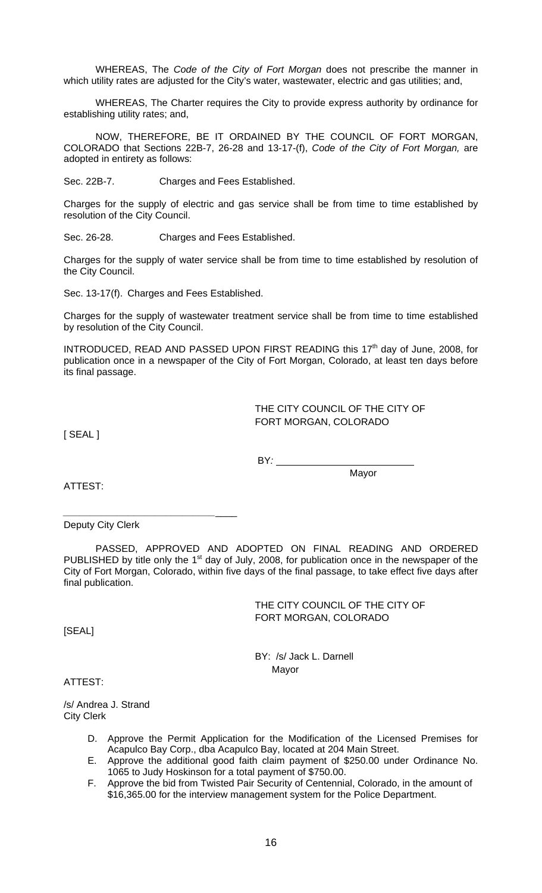WHEREAS, The *Code of the City of Fort Morgan* does not prescribe the manner in which utility rates are adjusted for the City's water, wastewater, electric and gas utilities; and,

WHEREAS, The Charter requires the City to provide express authority by ordinance for establishing utility rates; and,

NOW, THEREFORE, BE IT ORDAINED BY THE COUNCIL OF FORT MORGAN, COLORADO that Sections 22B-7, 26-28 and 13-17-(f), *Code of the City of Fort Morgan,* are adopted in entirety as follows:

Sec. 22B-7. Charges and Fees Established.

Charges for the supply of electric and gas service shall be from time to time established by resolution of the City Council.

Sec. 26-28. Charges and Fees Established.

Charges for the supply of water service shall be from time to time established by resolution of the City Council.

Sec. 13-17(f). Charges and Fees Established.

Charges for the supply of wastewater treatment service shall be from time to time established by resolution of the City Council.

INTRODUCED, READ AND PASSED UPON FIRST READING this 17th day of June, 2008, for publication once in a newspaper of the City of Fort Morgan, Colorado, at least ten days before its final passage.

THE CITY COUNCIL OF THE CITY OF FORT MORGAN, COLORADO

[ SEAL ]

BY: ________________________
Mayor

ATTEST:

________________________________
Deputy City Clerk

PASSED, APPROVED AND ADOPTED ON FINAL READING AND ORDERED PUBLISHED by title only the 1st day of July, 2008, for publication once in the newspaper of the City of Fort Morgan, Colorado, within five days of the final passage, to take effect five days after final publication.

THE CITY COUNCIL OF THE CITY OF FORT MORGAN, COLORADO

[SEAL]

BY: /s/ Jack L. Darnell
Mayor

ATTEST:

/s/ Andrea J. Strand
City Clerk

D. Approve the Permit Application for the Modification of the Licensed Premises for Acapulco Bay Corp., dba Acapulco Bay, located at 204 Main Street.
E. Approve the additional good faith claim payment of $250.00 under Ordinance No. 1065 to Judy Hoskinson for a total payment of $750.00.
F. Approve the bid from Twisted Pair Security of Centennial, Colorado, in the amount of $16,365.00 for the interview management system for the Police Department.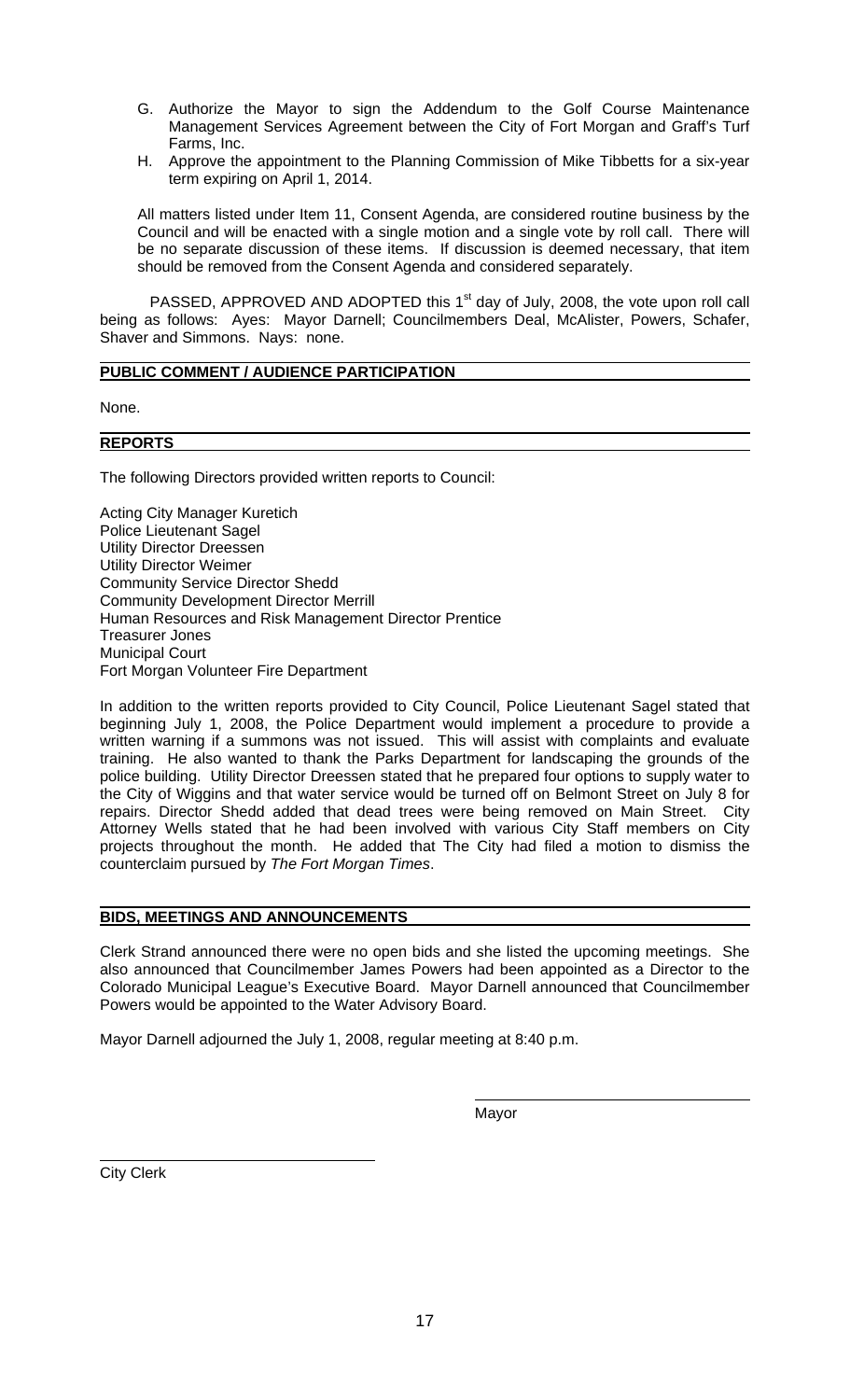G. Authorize the Mayor to sign the Addendum to the Golf Course Maintenance Management Services Agreement between the City of Fort Morgan and Graff's Turf Farms, Inc.
H. Approve the appointment to the Planning Commission of Mike Tibbetts for a six-year term expiring on April 1, 2014.

All matters listed under Item 11, Consent Agenda, are considered routine business by the Council and will be enacted with a single motion and a single vote by roll call. There will be no separate discussion of these items. If discussion is deemed necessary, that item should be removed from the Consent Agenda and considered separately.

PASSED, APPROVED AND ADOPTED this 1st day of July, 2008, the vote upon roll call being as follows: Ayes: Mayor Darnell; Councilmembers Deal, McAlister, Powers, Schafer, Shaver and Simmons. Nays: none.

## PUBLIC COMMENT / AUDIENCE PARTICIPATION

None.

## REPORTS

The following Directors provided written reports to Council:

Acting City Manager Kuretich
Police Lieutenant Sagel
Utility Director Dreessen
Utility Director Weimer
Community Service Director Shedd
Community Development Director Merrill
Human Resources and Risk Management Director Prentice
Treasurer Jones
Municipal Court
Fort Morgan Volunteer Fire Department

In addition to the written reports provided to City Council, Police Lieutenant Sagel stated that beginning July 1, 2008, the Police Department would implement a procedure to provide a written warning if a summons was not issued. This will assist with complaints and evaluate training. He also wanted to thank the Parks Department for landscaping the grounds of the police building. Utility Director Dreessen stated that he prepared four options to supply water to the City of Wiggins and that water service would be turned off on Belmont Street on July 8 for repairs. Director Shedd added that dead trees were being removed on Main Street. City Attorney Wells stated that he had been involved with various City Staff members on City projects throughout the month. He added that The City had filed a motion to dismiss the counterclaim pursued by *The Fort Morgan Times*.

## BIDS, MEETINGS AND ANNOUNCEMENTS

Clerk Strand announced there were no open bids and she listed the upcoming meetings. She also announced that Councilmember James Powers had been appointed as a Director to the Colorado Municipal League's Executive Board. Mayor Darnell announced that Councilmember Powers would be appointed to the Water Advisory Board.

Mayor Darnell adjourned the July 1, 2008, regular meeting at 8:40 p.m.

Mayor

City Clerk